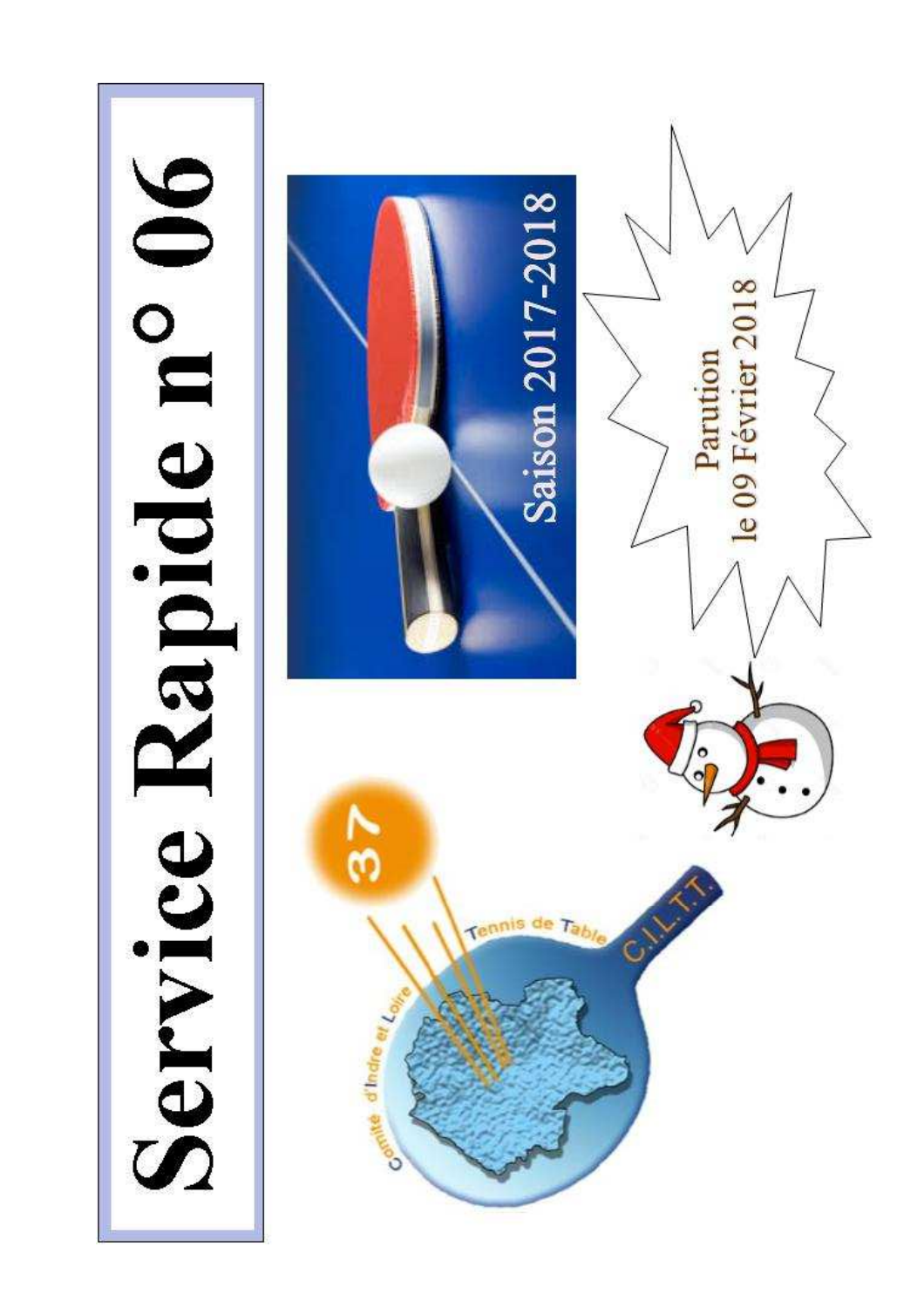# Service Rapide n° 06

Saison 2017-2018

Parution
le 09 Février 2018

Comité d'Indre et Loire Tennis de Table
C.I.L.T.T.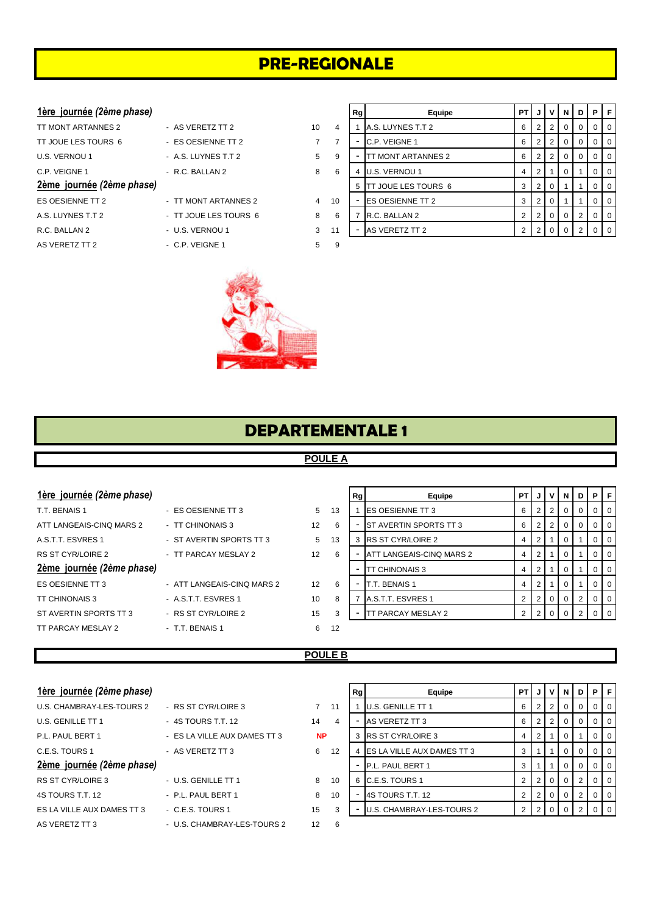# PRE-REGIONALE

**1ère journée** *(2ème phase)*

| | | | |
|---|---|---|---|
| TT MONT ARTANNES 2 | - AS VERETZ TT 2 | 10 | 4 |
| TT JOUE LES TOURS 6 | - ES OESIENNE TT 2 | 7 | 7 |
| U.S. VERNOU 1 | - A.S. LUYNES T.T 2 | 5 | 9 |
| C.P. VEIGNE 1 | - R.C. BALLAN 2 | 8 | 6 |

**2ème journée** *(2ème phase)*

| | | | |
|---|---|---|---|
| ES OESIENNE TT 2 | - TT MONT ARTANNES 2 | 4 | 10 |
| A.S. LUYNES T.T 2 | - TT JOUE LES TOURS 6 | 8 | 6 |
| R.C. BALLAN 2 | - U.S. VERNOU 1 | 3 | 11 |
| AS VERETZ TT 2 | - C.P. VEIGNE 1 | 5 | 9 |

| Rg | Equipe | PT | J | V | N | D | P | F |
|---|---|---|---|---|---|---|---|---|
| 1 | A.S. LUYNES T.T 2 | 6 | 2 | 2 | 0 | 0 | 0 | 0 |
| - | C.P. VEIGNE 1 | 6 | 2 | 2 | 0 | 0 | 0 | 0 |
| - | TT MONT ARTANNES 2 | 6 | 2 | 2 | 0 | 0 | 0 | 0 |
| 4 | U.S. VERNOU 1 | 4 | 2 | 1 | 0 | 1 | 0 | 0 |
| 5 | TT JOUE LES TOURS 6 | 3 | 2 | 0 | 1 | 1 | 0 | 0 |
| - | ES OESIENNE TT 2 | 3 | 2 | 0 | 1 | 1 | 0 | 0 |
| 7 | R.C. BALLAN 2 | 2 | 2 | 0 | 0 | 2 | 0 | 0 |
| - | AS VERETZ TT 2 | 2 | 2 | 0 | 0 | 2 | 0 | 0 |

# DEPARTEMENTALE 1

## POULE A

**1ère journée** *(2ème phase)*

| | | | |
|---|---|---|---|
| T.T. BENAIS 1 | - ES OESIENNE TT 3 | 5 | 13 |
| ATT LANGEAIS-CINQ MARS 2 | - TT CHINONAIS 3 | 12 | 6 |
| A.S.T.T. ESVRES 1 | - ST AVERTIN SPORTS TT 3 | 5 | 13 |
| RS ST CYR/LOIRE 2 | - TT PARCAY MESLAY 2 | 12 | 6 |

**2ème journée** *(2ème phase)*

| | | | |
|---|---|---|---|
| ES OESIENNE TT 3 | - ATT LANGEAIS-CINQ MARS 2 | 12 | 6 |
| TT CHINONAIS 3 | - A.S.T.T. ESVRES 1 | 10 | 8 |
| ST AVERTIN SPORTS TT 3 | - RS ST CYR/LOIRE 2 | 15 | 3 |
| TT PARCAY MESLAY 2 | - T.T. BENAIS 1 | 6 | 12 |

| Rg | Equipe | PT | J | V | N | D | P | F |
|---|---|---|---|---|---|---|---|---|
| 1 | ES OESIENNE TT 3 | 6 | 2 | 2 | 0 | 0 | 0 | 0 |
| - | ST AVERTIN SPORTS TT 3 | 6 | 2 | 2 | 0 | 0 | 0 | 0 |
| 3 | RS ST CYR/LOIRE 2 | 4 | 2 | 1 | 0 | 1 | 0 | 0 |
| - | ATT LANGEAIS-CINQ MARS 2 | 4 | 2 | 1 | 0 | 1 | 0 | 0 |
| - | TT CHINONAIS 3 | 4 | 2 | 1 | 0 | 1 | 0 | 0 |
| - | T.T. BENAIS 1 | 4 | 2 | 1 | 0 | 1 | 0 | 0 |
| 7 | A.S.T.T. ESVRES 1 | 2 | 2 | 0 | 0 | 2 | 0 | 0 |
| - | TT PARCAY MESLAY 2 | 2 | 2 | 0 | 0 | 2 | 0 | 0 |

## POULE B

**1ère journée** *(2ème phase)*

| | | | |
|---|---|---|---|
| U.S. CHAMBRAY-LES-TOURS 2 | - RS ST CYR/LOIRE 3 | 7 | 11 |
| U.S. GENILLE TT 1 | - 4S TOURS T.T. 12 | 14 | 4 |
| P.L. PAUL BERT 1 | - ES LA VILLE AUX DAMES TT 3 | NP | |
| C.E.S. TOURS 1 | - AS VERETZ TT 3 | 6 | 12 |

**2ème journée** *(2ème phase)*

| | | | |
|---|---|---|---|
| RS ST CYR/LOIRE 3 | - U.S. GENILLE TT 1 | 8 | 10 |
| 4S TOURS T.T. 12 | - P.L. PAUL BERT 1 | 8 | 10 |
| ES LA VILLE AUX DAMES TT 3 | - C.E.S. TOURS 1 | 15 | 3 |
| AS VERETZ TT 3 | - U.S. CHAMBRAY-LES-TOURS 2 | 12 | 6 |

| Rg | Equipe | PT | J | V | N | D | P | F |
|---|---|---|---|---|---|---|---|---|
| 1 | U.S. GENILLE TT 1 | 6 | 2 | 2 | 0 | 0 | 0 | 0 |
| - | AS VERETZ TT 3 | 6 | 2 | 2 | 0 | 0 | 0 | 0 |
| 3 | RS ST CYR/LOIRE 3 | 4 | 2 | 1 | 0 | 1 | 0 | 0 |
| 4 | ES LA VILLE AUX DAMES TT 3 | 3 | 1 | 1 | 0 | 0 | 0 | 0 |
| - | P.L. PAUL BERT 1 | 3 | 1 | 1 | 0 | 0 | 0 | 0 |
| 6 | C.E.S. TOURS 1 | 2 | 2 | 0 | 0 | 2 | 0 | 0 |
| - | 4S TOURS T.T. 12 | 2 | 2 | 0 | 0 | 2 | 0 | 0 |
| - | U.S. CHAMBRAY-LES-TOURS 2 | 2 | 2 | 0 | 0 | 2 | 0 | 0 |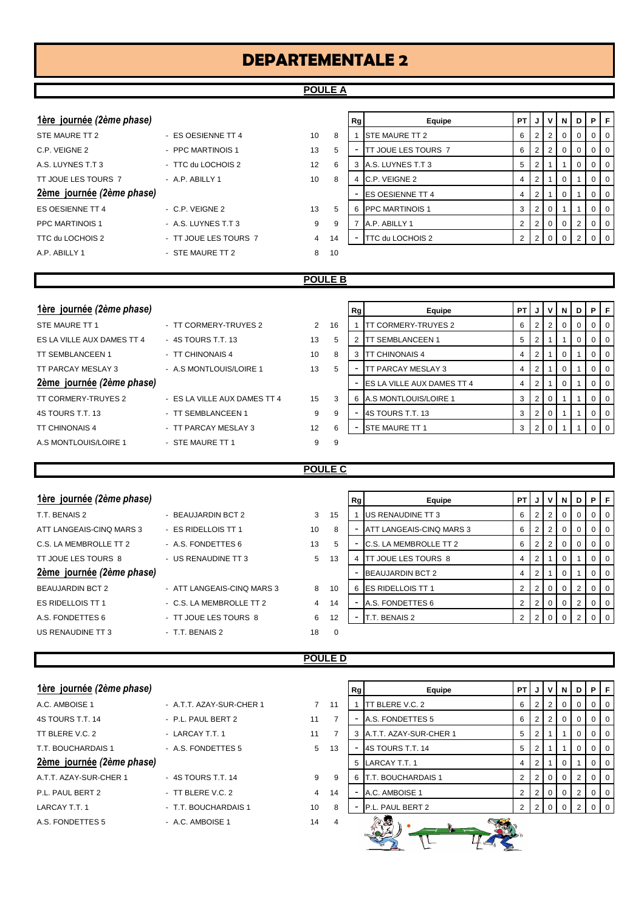# DEPARTEMENTALE 2

## POULE A

**1ère journée** *(2ème phase)*

| | | | |
|---|---|---|---|
| STE MAURE TT 2 | - ES OESIENNE TT 4 | 10 | 8 |
| C.P. VEIGNE 2 | - PPC MARTINOIS 1 | 13 | 5 |
| A.S. LUYNES T.T 3 | - TTC du LOCHOIS 2 | 12 | 6 |
| TT JOUE LES TOURS 7 | - A.P. ABILLY 1 | 10 | 8 |

**2ème journée** *(2ème phase)*

| | | | |
|---|---|---|---|
| ES OESIENNE TT 4 | - C.P. VEIGNE 2 | 13 | 5 |
| PPC MARTINOIS 1 | - A.S. LUYNES T.T 3 | 9 | 9 |
| TTC du LOCHOIS 2 | - TT JOUE LES TOURS 7 | 4 | 14 |
| A.P. ABILLY 1 | - STE MAURE TT 2 | 8 | 10 |

| Rg | Equipe | PT | J | V | N | D | P | F |
|---|---|---|---|---|---|---|---|---|
| 1 | STE MAURE TT 2 | 6 | 2 | 2 | 0 | 0 | 0 | 0 |
| - | TT JOUE LES TOURS 7 | 6 | 2 | 2 | 0 | 0 | 0 | 0 |
| 3 | A.S. LUYNES T.T 3 | 5 | 2 | 1 | 1 | 0 | 0 | 0 |
| 4 | C.P. VEIGNE 2 | 4 | 2 | 1 | 0 | 1 | 0 | 0 |
| - | ES OESIENNE TT 4 | 4 | 2 | 1 | 0 | 1 | 0 | 0 |
| 6 | PPC MARTINOIS 1 | 3 | 2 | 0 | 1 | 1 | 0 | 0 |
| 7 | A.P. ABILLY 1 | 2 | 2 | 0 | 0 | 2 | 0 | 0 |
| - | TTC du LOCHOIS 2 | 2 | 2 | 0 | 0 | 2 | 0 | 0 |

## POULE B

**1ère journée** *(2ème phase)*

| | | | |
|---|---|---|---|
| STE MAURE TT 1 | - TT CORMERY-TRUYES 2 | 2 | 16 |
| ES LA VILLE AUX DAMES TT 4 | - 4S TOURS T.T. 13 | 13 | 5 |
| TT SEMBLANCEEN 1 | - TT CHINONAIS 4 | 10 | 8 |
| TT PARCAY MESLAY 3 | - A.S MONTLOUIS/LOIRE 1 | 13 | 5 |

**2ème journée** *(2ème phase)*

| | | | |
|---|---|---|---|
| TT CORMERY-TRUYES 2 | - ES LA VILLE AUX DAMES TT 4 | 15 | 3 |
| 4S TOURS T.T. 13 | - TT SEMBLANCEEN 1 | 9 | 9 |
| TT CHINONAIS 4 | - TT PARCAY MESLAY 3 | 12 | 6 |
| A.S MONTLOUIS/LOIRE 1 | - STE MAURE TT 1 | 9 | 9 |

| Rg | Equipe | PT | J | V | N | D | P | F |
|---|---|---|---|---|---|---|---|---|
| 1 | TT CORMERY-TRUYES 2 | 6 | 2 | 2 | 0 | 0 | 0 | 0 |
| 2 | TT SEMBLANCEEN 1 | 5 | 2 | 1 | 1 | 0 | 0 | 0 |
| 3 | TT CHINONAIS 4 | 4 | 2 | 1 | 0 | 1 | 0 | 0 |
| - | TT PARCAY MESLAY 3 | 4 | 2 | 1 | 0 | 1 | 0 | 0 |
| - | ES LA VILLE AUX DAMES TT 4 | 4 | 2 | 1 | 0 | 1 | 0 | 0 |
| 6 | A.S MONTLOUIS/LOIRE 1 | 3 | 2 | 0 | 1 | 1 | 0 | 0 |
| - | 4S TOURS T.T. 13 | 3 | 2 | 0 | 1 | 1 | 0 | 0 |
| - | STE MAURE TT 1 | 3 | 2 | 0 | 1 | 1 | 0 | 0 |

## POULE C

**1ère journée** *(2ème phase)*

| | | | |
|---|---|---|---|
| T.T. BENAIS 2 | - BEAUJARDIN BCT 2 | 3 | 15 |
| ATT LANGEAIS-CINQ MARS 3 | - ES RIDELLOIS TT 1 | 10 | 8 |
| C.S. LA MEMBROLLE TT 2 | - A.S. FONDETTES 6 | 13 | 5 |
| TT JOUE LES TOURS 8 | - US RENAUDINE TT 3 | 5 | 13 |

**2ème journée** *(2ème phase)*

| | | | |
|---|---|---|---|
| BEAUJARDIN BCT 2 | - ATT LANGEAIS-CINQ MARS 3 | 8 | 10 |
| ES RIDELLOIS TT 1 | - C.S. LA MEMBROLLE TT 2 | 4 | 14 |
| A.S. FONDETTES 6 | - TT JOUE LES TOURS 8 | 6 | 12 |
| US RENAUDINE TT 3 | - T.T. BENAIS 2 | 18 | 0 |

| Rg | Equipe | PT | J | V | N | D | P | F |
|---|---|---|---|---|---|---|---|---|
| 1 | US RENAUDINE TT 3 | 6 | 2 | 2 | 0 | 0 | 0 | 0 |
| - | ATT LANGEAIS-CINQ MARS 3 | 6 | 2 | 2 | 0 | 0 | 0 | 0 |
| - | C.S. LA MEMBROLLE TT 2 | 6 | 2 | 2 | 0 | 0 | 0 | 0 |
| 4 | TT JOUE LES TOURS 8 | 4 | 2 | 1 | 0 | 1 | 0 | 0 |
| - | BEAUJARDIN BCT 2 | 4 | 2 | 1 | 0 | 1 | 0 | 0 |
| 6 | ES RIDELLOIS TT 1 | 2 | 2 | 0 | 0 | 2 | 0 | 0 |
| - | A.S. FONDETTES 6 | 2 | 2 | 0 | 0 | 2 | 0 | 0 |
| - | T.T. BENAIS 2 | 2 | 2 | 0 | 0 | 2 | 0 | 0 |

## POULE D

**1ère journée** *(2ème phase)*

| | | | |
|---|---|---|---|
| A.C. AMBOISE 1 | - A.T.T. AZAY-SUR-CHER 1 | 7 | 11 |
| 4S TOURS T.T. 14 | - P.L. PAUL BERT 2 | 11 | 7 |
| TT BLERE V.C. 2 | - LARCAY T.T. 1 | 11 | 7 |
| T.T. BOUCHARDAIS 1 | - A.S. FONDETTES 5 | 5 | 13 |

**2ème journée** *(2ème phase)*

| | | | |
|---|---|---|---|
| A.T.T. AZAY-SUR-CHER 1 | - 4S TOURS T.T. 14 | 9 | 9 |
| P.L. PAUL BERT 2 | - TT BLERE V.C. 2 | 4 | 14 |
| LARCAY T.T. 1 | - T.T. BOUCHARDAIS 1 | 10 | 8 |
| A.S. FONDETTES 5 | - A.C. AMBOISE 1 | 14 | 4 |

| Rg | Equipe | PT | J | V | N | D | P | F |
|---|---|---|---|---|---|---|---|---|
| 1 | TT BLERE V.C. 2 | 6 | 2 | 2 | 0 | 0 | 0 | 0 |
| - | A.S. FONDETTES 5 | 6 | 2 | 2 | 0 | 0 | 0 | 0 |
| 3 | A.T.T. AZAY-SUR-CHER 1 | 5 | 2 | 1 | 1 | 0 | 0 | 0 |
| - | 4S TOURS T.T. 14 | 5 | 2 | 1 | 1 | 0 | 0 | 0 |
| 5 | LARCAY T.T. 1 | 4 | 2 | 1 | 0 | 1 | 0 | 0 |
| 6 | T.T. BOUCHARDAIS 1 | 2 | 2 | 0 | 0 | 2 | 0 | 0 |
| - | A.C. AMBOISE 1 | 2 | 2 | 0 | 0 | 2 | 0 | 0 |
| - | P.L. PAUL BERT 2 | 2 | 2 | 0 | 0 | 2 | 0 | 0 |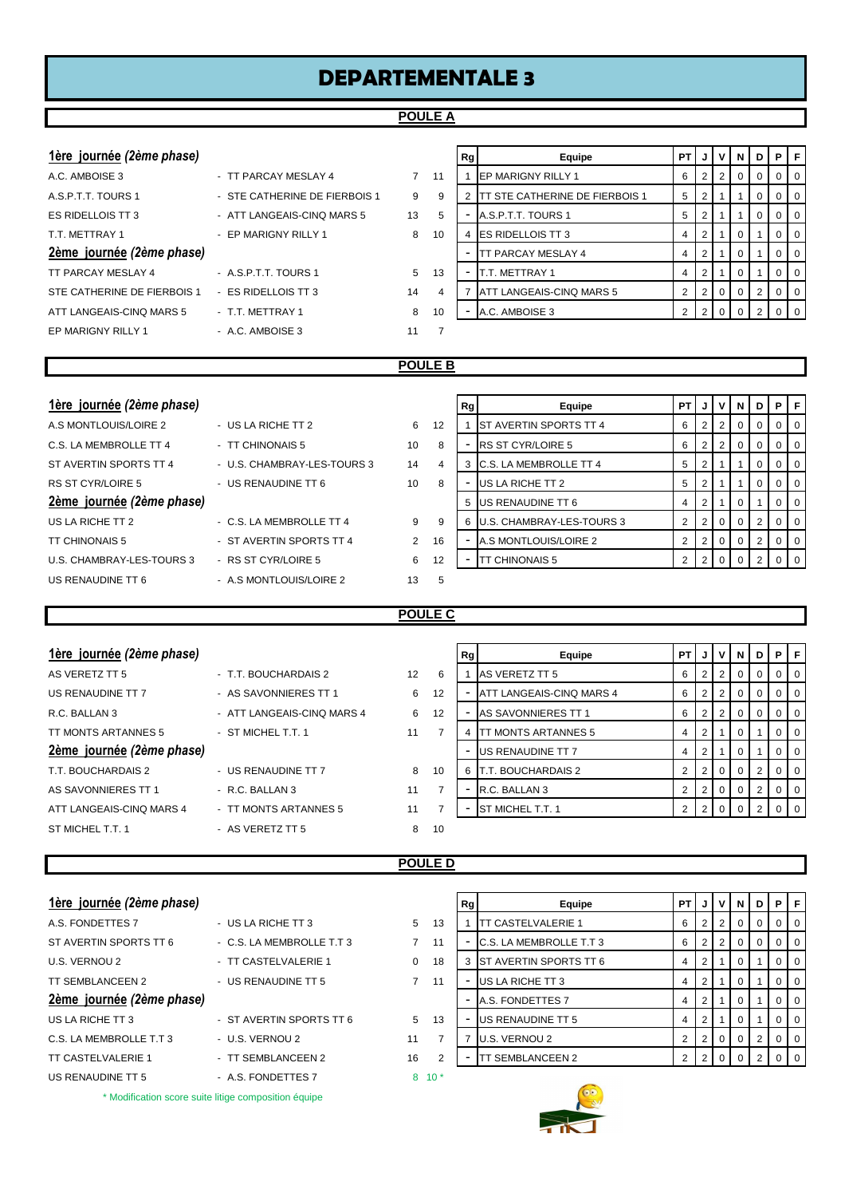# DEPARTEMENTALE 3

## POULE A

**1ère journée** *(2ème phase)*

| | | | |
|---|---|---|---|
| A.C. AMBOISE 3 | - TT PARCAY MESLAY 4 | 7 | 11 |
| A.S.P.T.T. TOURS 1 | - STE CATHERINE DE FIERBOIS 1 | 9 | 9 |
| ES RIDELLOIS TT 3 | - ATT LANGEAIS-CINQ MARS 5 | 13 | 5 |
| T.T. METTRAY 1 | - EP MARIGNY RILLY 1 | 8 | 10 |

**2ème journée** *(2ème phase)*

| | | | |
|---|---|---|---|
| TT PARCAY MESLAY 4 | - A.S.P.T.T. TOURS 1 | 5 | 13 |
| STE CATHERINE DE FIERBOIS 1 | - ES RIDELLOIS TT 3 | 14 | 4 |
| ATT LANGEAIS-CINQ MARS 5 | - T.T. METTRAY 1 | 8 | 10 |
| EP MARIGNY RILLY 1 | - A.C. AMBOISE 3 | 11 | 7 |

| Rg | Equipe | PT | J | V | N | D | P | F |
|---|---|---|---|---|---|---|---|---|
| 1 | EP MARIGNY RILLY 1 | 6 | 2 | 2 | 0 | 0 | 0 | 0 |
| 2 | TT STE CATHERINE DE FIERBOIS 1 | 5 | 2 | 1 | 1 | 0 | 0 | 0 |
| - | A.S.P.T.T. TOURS 1 | 5 | 2 | 1 | 1 | 0 | 0 | 0 |
| 4 | ES RIDELLOIS TT 3 | 4 | 2 | 1 | 0 | 1 | 0 | 0 |
| - | TT PARCAY MESLAY 4 | 4 | 2 | 1 | 0 | 1 | 0 | 0 |
| - | T.T. METTRAY 1 | 4 | 2 | 1 | 0 | 1 | 0 | 0 |
| 7 | ATT LANGEAIS-CINQ MARS 5 | 2 | 2 | 0 | 0 | 2 | 0 | 0 |
| - | A.C. AMBOISE 3 | 2 | 2 | 0 | 0 | 2 | 0 | 0 |

## POULE B

**1ère journée** *(2ème phase)*

| | | | |
|---|---|---|---|
| A.S MONTLOUIS/LOIRE 2 | - US LA RICHE TT 2 | 6 | 12 |
| C.S. LA MEMBROLLE TT 4 | - TT CHINONAIS 5 | 10 | 8 |
| ST AVERTIN SPORTS TT 4 | - U.S. CHAMBRAY-LES-TOURS 3 | 14 | 4 |
| RS ST CYR/LOIRE 5 | - US RENAUDINE TT 6 | 10 | 8 |

**2ème journée** *(2ème phase)*

| | | | |
|---|---|---|---|
| US LA RICHE TT 2 | - C.S. LA MEMBROLLE TT 4 | 9 | 9 |
| TT CHINONAIS 5 | - ST AVERTIN SPORTS TT 4 | 2 | 16 |
| U.S. CHAMBRAY-LES-TOURS 3 | - RS ST CYR/LOIRE 5 | 6 | 12 |
| US RENAUDINE TT 6 | - A.S MONTLOUIS/LOIRE 2 | 13 | 5 |

| Rg | Equipe | PT | J | V | N | D | P | F |
|---|---|---|---|---|---|---|---|---|
| 1 | ST AVERTIN SPORTS TT 4 | 6 | 2 | 2 | 0 | 0 | 0 | 0 |
| - | RS ST CYR/LOIRE 5 | 6 | 2 | 2 | 0 | 0 | 0 | 0 |
| 3 | C.S. LA MEMBROLLE TT 4 | 5 | 2 | 1 | 1 | 0 | 0 | 0 |
| - | US LA RICHE TT 2 | 5 | 2 | 1 | 1 | 0 | 0 | 0 |
| 5 | US RENAUDINE TT 6 | 4 | 2 | 1 | 0 | 1 | 0 | 0 |
| 6 | U.S. CHAMBRAY-LES-TOURS 3 | 2 | 2 | 0 | 0 | 2 | 0 | 0 |
| - | A.S MONTLOUIS/LOIRE 2 | 2 | 2 | 0 | 0 | 2 | 0 | 0 |
| - | TT CHINONAIS 5 | 2 | 2 | 0 | 0 | 2 | 0 | 0 |

## POULE C

**1ère journée** *(2ème phase)*

| | | | |
|---|---|---|---|
| AS VERETZ TT 5 | - T.T. BOUCHARDAIS 2 | 12 | 6 |
| US RENAUDINE TT 7 | - AS SAVONNIERES TT 1 | 6 | 12 |
| R.C. BALLAN 3 | - ATT LANGEAIS-CINQ MARS 4 | 6 | 12 |
| TT MONTS ARTANNES 5 | - ST MICHEL T.T. 1 | 11 | 7 |

**2ème journée** *(2ème phase)*

| | | | |
|---|---|---|---|
| T.T. BOUCHARDAIS 2 | - US RENAUDINE TT 7 | 8 | 10 |
| AS SAVONNIERES TT 1 | - R.C. BALLAN 3 | 11 | 7 |
| ATT LANGEAIS-CINQ MARS 4 | - TT MONTS ARTANNES 5 | 11 | 7 |
| ST MICHEL T.T. 1 | - AS VERETZ TT 5 | 8 | 10 |

| Rg | Equipe | PT | J | V | N | D | P | F |
|---|---|---|---|---|---|---|---|---|
| 1 | AS VERETZ TT 5 | 6 | 2 | 2 | 0 | 0 | 0 | 0 |
| - | ATT LANGEAIS-CINQ MARS 4 | 6 | 2 | 2 | 0 | 0 | 0 | 0 |
| - | AS SAVONNIERES TT 1 | 6 | 2 | 2 | 0 | 0 | 0 | 0 |
| 4 | TT MONTS ARTANNES 5 | 4 | 2 | 1 | 0 | 1 | 0 | 0 |
| - | US RENAUDINE TT 7 | 4 | 2 | 1 | 0 | 1 | 0 | 0 |
| 6 | T.T. BOUCHARDAIS 2 | 2 | 2 | 0 | 0 | 2 | 0 | 0 |
| - | R.C. BALLAN 3 | 2 | 2 | 0 | 0 | 2 | 0 | 0 |
| - | ST MICHEL T.T. 1 | 2 | 2 | 0 | 0 | 2 | 0 | 0 |

## POULE D

**1ère journée** *(2ème phase)*

| | | | |
|---|---|---|---|
| A.S. FONDETTES 7 | - US LA RICHE TT 3 | 5 | 13 |
| ST AVERTIN SPORTS TT 6 | - C.S. LA MEMBROLLE T.T 3 | 7 | 11 |
| U.S. VERNOU 2 | - TT CASTELVALERIE 1 | 0 | 18 |
| TT SEMBLANCEEN 2 | - US RENAUDINE TT 5 | 7 | 11 |

**2ème journée** *(2ème phase)*

| | | | |
|---|---|---|---|
| US LA RICHE TT 3 | - ST AVERTIN SPORTS TT 6 | 5 | 13 |
| C.S. LA MEMBROLLE T.T 3 | - U.S. VERNOU 2 | 11 | 7 |
| TT CASTELVALERIE 1 | - TT SEMBLANCEEN 2 | 16 | 2 |
| US RENAUDINE TT 5 | - A.S. FONDETTES 7 | 8 | 10 * |

| Rg | Equipe | PT | J | V | N | D | P | F |
|---|---|---|---|---|---|---|---|---|
| 1 | TT CASTELVALERIE 1 | 6 | 2 | 2 | 0 | 0 | 0 | 0 |
| - | C.S. LA MEMBROLLE T.T 3 | 6 | 2 | 2 | 0 | 0 | 0 | 0 |
| 3 | ST AVERTIN SPORTS TT 6 | 4 | 2 | 1 | 0 | 1 | 0 | 0 |
| - | US LA RICHE TT 3 | 4 | 2 | 1 | 0 | 1 | 0 | 0 |
| - | A.S. FONDETTES 7 | 4 | 2 | 1 | 0 | 1 | 0 | 0 |
| - | US RENAUDINE TT 5 | 4 | 2 | 1 | 0 | 1 | 0 | 0 |
| 7 | U.S. VERNOU 2 | 2 | 2 | 0 | 0 | 2 | 0 | 0 |
| - | TT SEMBLANCEEN 2 | 2 | 2 | 0 | 0 | 2 | 0 | 0 |

\* Modification score suite litige composition équipe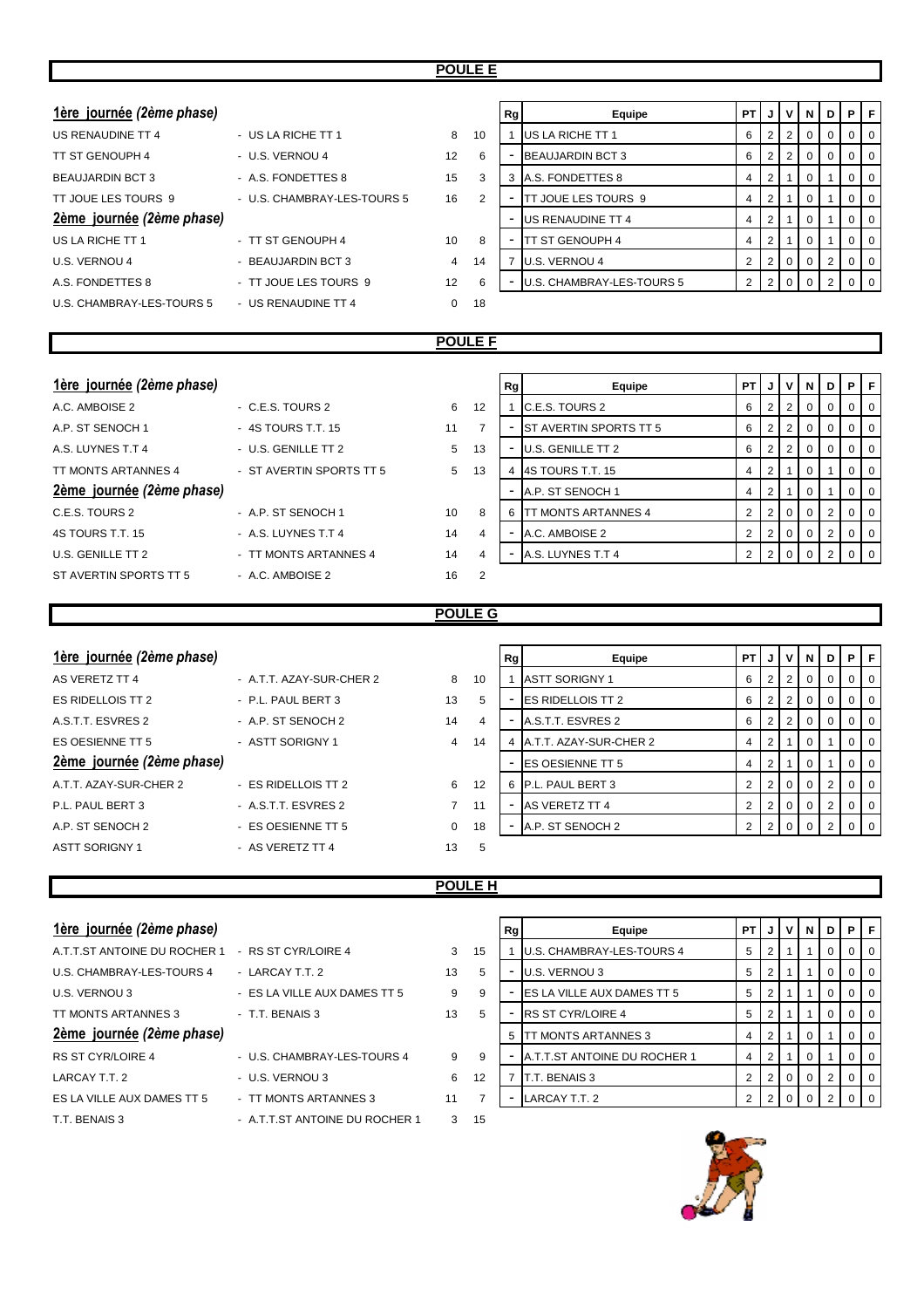## POULE E

**1ère journée** *(2ème phase)*

| | | | |
|---|---|---|---|
| US RENAUDINE TT 4 | - US LA RICHE TT 1 | 8 | 10 |
| TT ST GENOUPH 4 | - U.S. VERNOU 4 | 12 | 6 |
| BEAUJARDIN BCT 3 | - A.S. FONDETTES 8 | 15 | 3 |
| TT JOUE LES TOURS 9 | - U.S. CHAMBRAY-LES-TOURS 5 | 16 | 2 |

**2ème journée** *(2ème phase)*

| | | | |
|---|---|---|---|
| US LA RICHE TT 1 | - TT ST GENOUPH 4 | 10 | 8 |
| U.S. VERNOU 4 | - BEAUJARDIN BCT 3 | 4 | 14 |
| A.S. FONDETTES 8 | - TT JOUE LES TOURS 9 | 12 | 6 |
| U.S. CHAMBRAY-LES-TOURS 5 | - US RENAUDINE TT 4 | 0 | 18 |

| Rg | Equipe | PT | J | V | N | D | P | F |
|---|---|---|---|---|---|---|---|---|
| 1 | US LA RICHE TT 1 | 6 | 2 | 2 | 0 | 0 | 0 | 0 |
| - | BEAUJARDIN BCT 3 | 6 | 2 | 2 | 0 | 0 | 0 | 0 |
| 3 | A.S. FONDETTES 8 | 4 | 2 | 1 | 0 | 1 | 0 | 0 |
| - | TT JOUE LES TOURS 9 | 4 | 2 | 1 | 0 | 1 | 0 | 0 |
| - | US RENAUDINE TT 4 | 4 | 2 | 1 | 0 | 1 | 0 | 0 |
| - | TT ST GENOUPH 4 | 4 | 2 | 1 | 0 | 1 | 0 | 0 |
| 7 | U.S. VERNOU 4 | 2 | 2 | 0 | 0 | 2 | 0 | 0 |
| - | U.S. CHAMBRAY-LES-TOURS 5 | 2 | 2 | 0 | 0 | 2 | 0 | 0 |

## POULE F

**1ère journée** *(2ème phase)*

| | | | |
|---|---|---|---|
| A.C. AMBOISE 2 | - C.E.S. TOURS 2 | 6 | 12 |
| A.P. ST SENOCH 1 | - 4S TOURS T.T. 15 | 11 | 7 |
| A.S. LUYNES T.T 4 | - U.S. GENILLE TT 2 | 5 | 13 |
| TT MONTS ARTANNES 4 | - ST AVERTIN SPORTS TT 5 | 5 | 13 |

**2ème journée** *(2ème phase)*

| | | | |
|---|---|---|---|
| C.E.S. TOURS 2 | - A.P. ST SENOCH 1 | 10 | 8 |
| 4S TOURS T.T. 15 | - A.S. LUYNES T.T 4 | 14 | 4 |
| U.S. GENILLE TT 2 | - TT MONTS ARTANNES 4 | 14 | 4 |
| ST AVERTIN SPORTS TT 5 | - A.C. AMBOISE 2 | 16 | 2 |

| Rg | Equipe | PT | J | V | N | D | P | F |
|---|---|---|---|---|---|---|---|---|
| 1 | C.E.S. TOURS 2 | 6 | 2 | 2 | 0 | 0 | 0 | 0 |
| - | ST AVERTIN SPORTS TT 5 | 6 | 2 | 2 | 0 | 0 | 0 | 0 |
| - | U.S. GENILLE TT 2 | 6 | 2 | 2 | 0 | 0 | 0 | 0 |
| 4 | 4S TOURS T.T. 15 | 4 | 2 | 1 | 0 | 1 | 0 | 0 |
| - | A.P. ST SENOCH 1 | 4 | 2 | 1 | 0 | 1 | 0 | 0 |
| 6 | TT MONTS ARTANNES 4 | 2 | 2 | 0 | 0 | 2 | 0 | 0 |
| - | A.C. AMBOISE 2 | 2 | 2 | 0 | 0 | 2 | 0 | 0 |
| - | A.S. LUYNES T.T 4 | 2 | 2 | 0 | 0 | 2 | 0 | 0 |

## POULE G

**1ère journée** *(2ème phase)*

| | | | |
|---|---|---|---|
| AS VERETZ TT 4 | - A.T.T. AZAY-SUR-CHER 2 | 8 | 10 |
| ES RIDELLOIS TT 2 | - P.L. PAUL BERT 3 | 13 | 5 |
| A.S.T.T. ESVRES 2 | - A.P. ST SENOCH 2 | 14 | 4 |
| ES OESIENNE TT 5 | - ASTT SORIGNY 1 | 4 | 14 |

**2ème journée** *(2ème phase)*

| | | | |
|---|---|---|---|
| A.T.T. AZAY-SUR-CHER 2 | - ES RIDELLOIS TT 2 | 6 | 12 |
| P.L. PAUL BERT 3 | - A.S.T.T. ESVRES 2 | 7 | 11 |
| A.P. ST SENOCH 2 | - ES OESIENNE TT 5 | 0 | 18 |
| ASTT SORIGNY 1 | - AS VERETZ TT 4 | 13 | 5 |

| Rg | Equipe | PT | J | V | N | D | P | F |
|---|---|---|---|---|---|---|---|---|
| 1 | ASTT SORIGNY 1 | 6 | 2 | 2 | 0 | 0 | 0 | 0 |
| - | ES RIDELLOIS TT 2 | 6 | 2 | 2 | 0 | 0 | 0 | 0 |
| - | A.S.T.T. ESVRES 2 | 6 | 2 | 2 | 0 | 0 | 0 | 0 |
| 4 | A.T.T. AZAY-SUR-CHER 2 | 4 | 2 | 1 | 0 | 1 | 0 | 0 |
| - | ES OESIENNE TT 5 | 4 | 2 | 1 | 0 | 1 | 0 | 0 |
| 6 | P.L. PAUL BERT 3 | 2 | 2 | 0 | 0 | 2 | 0 | 0 |
| - | AS VERETZ TT 4 | 2 | 2 | 0 | 0 | 2 | 0 | 0 |
| - | A.P. ST SENOCH 2 | 2 | 2 | 0 | 0 | 2 | 0 | 0 |

## POULE H

**1ère journée** *(2ème phase)*

| | | | |
|---|---|---|---|
| A.T.T.ST ANTOINE DU ROCHER 1 | - RS ST CYR/LOIRE 4 | 3 | 15 |
| U.S. CHAMBRAY-LES-TOURS 4 | - LARCAY T.T. 2 | 13 | 5 |
| U.S. VERNOU 3 | - ES LA VILLE AUX DAMES TT 5 | 9 | 9 |
| TT MONTS ARTANNES 3 | - T.T. BENAIS 3 | 13 | 5 |

**2ème journée** *(2ème phase)*

| | | | |
|---|---|---|---|
| RS ST CYR/LOIRE 4 | - U.S. CHAMBRAY-LES-TOURS 4 | 9 | 9 |
| LARCAY T.T. 2 | - U.S. VERNOU 3 | 6 | 12 |
| ES LA VILLE AUX DAMES TT 5 | - TT MONTS ARTANNES 3 | 11 | 7 |
| T.T. BENAIS 3 | - A.T.T.ST ANTOINE DU ROCHER 1 | 3 | 15 |

| Rg | Equipe | PT | J | V | N | D | P | F |
|---|---|---|---|---|---|---|---|---|
| 1 | U.S. CHAMBRAY-LES-TOURS 4 | 5 | 2 | 1 | 1 | 0 | 0 | 0 |
| - | U.S. VERNOU 3 | 5 | 2 | 1 | 1 | 0 | 0 | 0 |
| - | ES LA VILLE AUX DAMES TT 5 | 5 | 2 | 1 | 1 | 0 | 0 | 0 |
| - | RS ST CYR/LOIRE 4 | 5 | 2 | 1 | 1 | 0 | 0 | 0 |
| 5 | TT MONTS ARTANNES 3 | 4 | 2 | 1 | 0 | 1 | 0 | 0 |
| - | A.T.T.ST ANTOINE DU ROCHER 1 | 4 | 2 | 1 | 0 | 1 | 0 | 0 |
| 7 | T.T. BENAIS 3 | 2 | 2 | 0 | 0 | 2 | 0 | 0 |
| - | LARCAY T.T. 2 | 2 | 2 | 0 | 0 | 2 | 0 | 0 |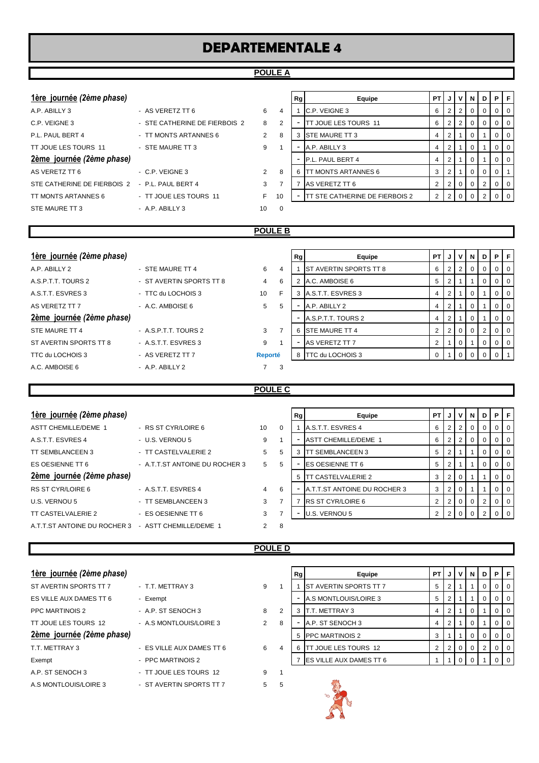# DEPARTEMENTALE 4

## POULE A

**1ère journée** *(2ème phase)*

| | | | |
|---|---|---|---|
| A.P. ABILLY 3 | - AS VERETZ TT 6 | 6 | 4 |
| C.P. VEIGNE 3 | - STE CATHERINE DE FIERBOIS 2 | 8 | 2 |
| P.L. PAUL BERT 4 | - TT MONTS ARTANNES 6 | 2 | 8 |
| TT JOUE LES TOURS 11 | - STE MAURE TT 3 | 9 | 1 |

**2ème journée** *(2ème phase)*

| | | | |
|---|---|---|---|
| AS VERETZ TT 6 | - C.P. VEIGNE 3 | 2 | 8 |
| STE CATHERINE DE FIERBOIS 2 | - P.L. PAUL BERT 4 | 3 | 7 |
| TT MONTS ARTANNES 6 | - TT JOUE LES TOURS 11 | F | 10 |
| STE MAURE TT 3 | - A.P. ABILLY 3 | 10 | 0 |

| Rg | Equipe | PT | J | V | N | D | P | F |
|---|---|---|---|---|---|---|---|---|
| 1 | C.P. VEIGNE 3 | 6 | 2 | 2 | 0 | 0 | 0 | 0 |
| - | TT JOUE LES TOURS 11 | 6 | 2 | 2 | 0 | 0 | 0 | 0 |
| 3 | STE MAURE TT 3 | 4 | 2 | 1 | 0 | 1 | 0 | 0 |
| - | A.P. ABILLY 3 | 4 | 2 | 1 | 0 | 1 | 0 | 0 |
| - | P.L. PAUL BERT 4 | 4 | 2 | 1 | 0 | 1 | 0 | 0 |
| 6 | TT MONTS ARTANNES 6 | 3 | 2 | 1 | 0 | 0 | 0 | 1 |
| 7 | AS VERETZ TT 6 | 2 | 2 | 0 | 0 | 2 | 0 | 0 |
| - | TT STE CATHERINE DE FIERBOIS 2 | 2 | 2 | 0 | 0 | 2 | 0 | 0 |

## POULE B

**1ère journée** *(2ème phase)*

| | | | |
|---|---|---|---|
| A.P. ABILLY 2 | - STE MAURE TT 4 | 6 | 4 |
| A.S.P.T.T. TOURS 2 | - ST AVERTIN SPORTS TT 8 | 4 | 6 |
| A.S.T.T. ESVRES 3 | - TTC du LOCHOIS 3 | 10 | F |
| AS VERETZ TT 7 | - A.C. AMBOISE 6 | 5 | 5 |

**2ème journée** *(2ème phase)*

| | | | |
|---|---|---|---|
| STE MAURE TT 4 | - A.S.P.T.T. TOURS 2 | 3 | 7 |
| ST AVERTIN SPORTS TT 8 | - A.S.T.T. ESVRES 3 | 9 | 1 |
| TTC du LOCHOIS 3 | - AS VERETZ TT 7 | Reporté | |
| A.C. AMBOISE 6 | - A.P. ABILLY 2 | 7 | 3 |

| Rg | Equipe | PT | J | V | N | D | P | F |
|---|---|---|---|---|---|---|---|---|
| 1 | ST AVERTIN SPORTS TT 8 | 6 | 2 | 2 | 0 | 0 | 0 | 0 |
| 2 | A.C. AMBOISE 6 | 5 | 2 | 1 | 1 | 0 | 0 | 0 |
| 3 | A.S.T.T. ESVRES 3 | 4 | 2 | 1 | 0 | 1 | 0 | 0 |
| - | A.P. ABILLY 2 | 4 | 2 | 1 | 0 | 1 | 0 | 0 |
| - | A.S.P.T.T. TOURS 2 | 4 | 2 | 1 | 0 | 1 | 0 | 0 |
| 6 | STE MAURE TT 4 | 2 | 2 | 0 | 0 | 2 | 0 | 0 |
| - | AS VERETZ TT 7 | 2 | 1 | 0 | 1 | 0 | 0 | 0 |
| 8 | TTC du LOCHOIS 3 | 0 | 1 | 0 | 0 | 0 | 0 | 1 |

## POULE C

**1ère journée** *(2ème phase)*

| | | | |
|---|---|---|---|
| ASTT CHEMILLE/DEME 1 | - RS ST CYR/LOIRE 6 | 10 | 0 |
| A.S.T.T. ESVRES 4 | - U.S. VERNOU 5 | 9 | 1 |
| TT SEMBLANCEEN 3 | - TT CASTELVALERIE 2 | 5 | 5 |
| ES OESIENNE TT 6 | - A.T.T.ST ANTOINE DU ROCHER 3 | 5 | 5 |

**2ème journée** *(2ème phase)*

| | | | |
|---|---|---|---|
| RS ST CYR/LOIRE 6 | - A.S.T.T. ESVRES 4 | 4 | 6 |
| U.S. VERNOU 5 | - TT SEMBLANCEEN 3 | 3 | 7 |
| TT CASTELVALERIE 2 | - ES OESIENNE TT 6 | 3 | 7 |
| A.T.T.ST ANTOINE DU ROCHER 3 | - ASTT CHEMILLE/DEME 1 | 2 | 8 |

| Rg | Equipe | PT | J | V | N | D | P | F |
|---|---|---|---|---|---|---|---|---|
| 1 | A.S.T.T. ESVRES 4 | 6 | 2 | 2 | 0 | 0 | 0 | 0 |
| - | ASTT CHEMILLE/DEME 1 | 6 | 2 | 2 | 0 | 0 | 0 | 0 |
| 3 | TT SEMBLANCEEN 3 | 5 | 2 | 1 | 1 | 0 | 0 | 0 |
| - | ES OESIENNE TT 6 | 5 | 2 | 1 | 1 | 0 | 0 | 0 |
| 5 | TT CASTELVALERIE 2 | 3 | 2 | 0 | 1 | 1 | 0 | 0 |
| - | A.T.T.ST ANTOINE DU ROCHER 3 | 3 | 2 | 0 | 1 | 1 | 0 | 0 |
| 7 | RS ST CYR/LOIRE 6 | 2 | 2 | 0 | 0 | 2 | 0 | 0 |
| - | U.S. VERNOU 5 | 2 | 2 | 0 | 0 | 2 | 0 | 0 |

## POULE D

**1ère journée** *(2ème phase)*

| | | | |
|---|---|---|---|
| ST AVERTIN SPORTS TT 7 | - T.T. METTRAY 3 | 9 | 1 |
| ES VILLE AUX DAMES TT 6 | - Exempt | | |
| PPC MARTINOIS 2 | - A.P. ST SENOCH 3 | 8 | 2 |
| TT JOUE LES TOURS 12 | - A.S MONTLOUIS/LOIRE 3 | 2 | 8 |

**2ème journée** *(2ème phase)*

| | | | |
|---|---|---|---|
| T.T. METTRAY 3 | - ES VILLE AUX DAMES TT 6 | 6 | 4 |
| Exempt | - PPC MARTINOIS 2 | | |
| A.P. ST SENOCH 3 | - TT JOUE LES TOURS 12 | 9 | 1 |
| A.S MONTLOUIS/LOIRE 3 | - ST AVERTIN SPORTS TT 7 | 5 | 5 |

| Rg | Equipe | PT | J | V | N | D | P | F |
|---|---|---|---|---|---|---|---|---|
| 1 | ST AVERTIN SPORTS TT 7 | 5 | 2 | 1 | 1 | 0 | 0 | 0 |
| - | A.S MONTLOUIS/LOIRE 3 | 5 | 2 | 1 | 1 | 0 | 0 | 0 |
| 3 | T.T. METTRAY 3 | 4 | 2 | 1 | 0 | 1 | 0 | 0 |
| - | A.P. ST SENOCH 3 | 4 | 2 | 1 | 0 | 1 | 0 | 0 |
| 5 | PPC MARTINOIS 2 | 3 | 1 | 1 | 0 | 0 | 0 | 0 |
| 6 | TT JOUE LES TOURS 12 | 2 | 2 | 0 | 0 | 2 | 0 | 0 |
| 7 | ES VILLE AUX DAMES TT 6 | 1 | 1 | 0 | 0 | 1 | 0 | 0 |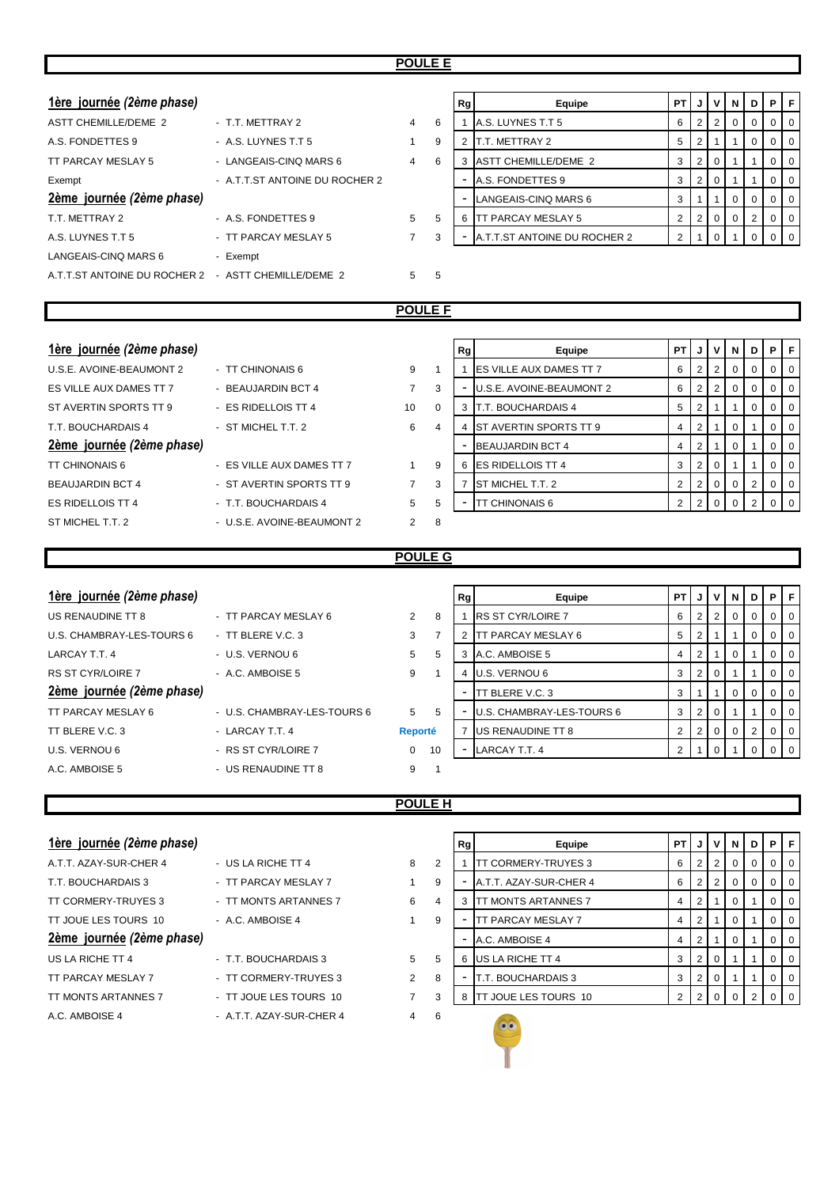## POULE E

**1ère journée** *(2ème phase)*

| | | | |
|---|---|---|---|
| ASTT CHEMILLE/DEME 2 | - T.T. METTRAY 2 | 4 | 6 |
| A.S. FONDETTES 9 | - A.S. LUYNES T.T 5 | 1 | 9 |
| TT PARCAY MESLAY 5 | - LANGEAIS-CINQ MARS 6 | 4 | 6 |
| Exempt | - A.T.T.ST ANTOINE DU ROCHER 2 | | |

**2ème journée** *(2ème phase)*

| | | | |
|---|---|---|---|
| T.T. METTRAY 2 | - A.S. FONDETTES 9 | 5 | 5 |
| A.S. LUYNES T.T 5 | - TT PARCAY MESLAY 5 | 7 | 3 |
| LANGEAIS-CINQ MARS 6 | - Exempt | | |
| A.T.T.ST ANTOINE DU ROCHER 2 | - ASTT CHEMILLE/DEME 2 | 5 | 5 |

| Rg | Equipe | PT | J | V | N | D | P | F |
|---|---|---|---|---|---|---|---|---|
| 1 | A.S. LUYNES T.T 5 | 6 | 2 | 2 | 0 | 0 | 0 | 0 |
| 2 | T.T. METTRAY 2 | 5 | 2 | 1 | 1 | 0 | 0 | 0 |
| 3 | ASTT CHEMILLE/DEME 2 | 3 | 2 | 0 | 1 | 1 | 0 | 0 |
| - | A.S. FONDETTES 9 | 3 | 2 | 0 | 1 | 1 | 0 | 0 |
| - | LANGEAIS-CINQ MARS 6 | 3 | 1 | 1 | 0 | 0 | 0 | 0 |
| 6 | TT PARCAY MESLAY 5 | 2 | 2 | 0 | 0 | 2 | 0 | 0 |
| - | A.T.T.ST ANTOINE DU ROCHER 2 | 2 | 1 | 0 | 1 | 0 | 0 | 0 |

## POULE F

**1ère journée** *(2ème phase)*

| | | | |
|---|---|---|---|
| U.S.E. AVOINE-BEAUMONT 2 | - TT CHINONAIS 6 | 9 | 1 |
| ES VILLE AUX DAMES TT 7 | - BEAUJARDIN BCT 4 | 7 | 3 |
| ST AVERTIN SPORTS TT 9 | - ES RIDELLOIS TT 4 | 10 | 0 |
| T.T. BOUCHARDAIS 4 | - ST MICHEL T.T. 2 | 6 | 4 |

**2ème journée** *(2ème phase)*

| | | | |
|---|---|---|---|
| TT CHINONAIS 6 | - ES VILLE AUX DAMES TT 7 | 1 | 9 |
| BEAUJARDIN BCT 4 | - ST AVERTIN SPORTS TT 9 | 7 | 3 |
| ES RIDELLOIS TT 4 | - T.T. BOUCHARDAIS 4 | 5 | 5 |
| ST MICHEL T.T. 2 | - U.S.E. AVOINE-BEAUMONT 2 | 2 | 8 |

| Rg | Equipe | PT | J | V | N | D | P | F |
|---|---|---|---|---|---|---|---|---|
| 1 | ES VILLE AUX DAMES TT 7 | 6 | 2 | 2 | 0 | 0 | 0 | 0 |
| - | U.S.E. AVOINE-BEAUMONT 2 | 6 | 2 | 2 | 0 | 0 | 0 | 0 |
| 3 | T.T. BOUCHARDAIS 4 | 5 | 2 | 1 | 1 | 0 | 0 | 0 |
| 4 | ST AVERTIN SPORTS TT 9 | 4 | 2 | 1 | 0 | 1 | 0 | 0 |
| - | BEAUJARDIN BCT 4 | 4 | 2 | 1 | 0 | 1 | 0 | 0 |
| 6 | ES RIDELLOIS TT 4 | 3 | 2 | 0 | 1 | 1 | 0 | 0 |
| 7 | ST MICHEL T.T. 2 | 2 | 2 | 0 | 0 | 2 | 0 | 0 |
| - | TT CHINONAIS 6 | 2 | 2 | 0 | 0 | 2 | 0 | 0 |

## POULE G

**1ère journée** *(2ème phase)*

| | | | |
|---|---|---|---|
| US RENAUDINE TT 8 | - TT PARCAY MESLAY 6 | 2 | 8 |
| U.S. CHAMBRAY-LES-TOURS 6 | - TT BLERE V.C. 3 | 3 | 7 |
| LARCAY T.T. 4 | - U.S. VERNOU 6 | 5 | 5 |
| RS ST CYR/LOIRE 7 | - A.C. AMBOISE 5 | 9 | 1 |

**2ème journée** *(2ème phase)*

| | | | |
|---|---|---|---|
| TT PARCAY MESLAY 6 | - U.S. CHAMBRAY-LES-TOURS 6 | 5 | 5 |
| TT BLERE V.C. 3 | - LARCAY T.T. 4 | Reporté | |
| U.S. VERNOU 6 | - RS ST CYR/LOIRE 7 | 0 | 10 |
| A.C. AMBOISE 5 | - US RENAUDINE TT 8 | 9 | 1 |

| Rg | Equipe | PT | J | V | N | D | P | F |
|---|---|---|---|---|---|---|---|---|
| 1 | RS ST CYR/LOIRE 7 | 6 | 2 | 2 | 0 | 0 | 0 | 0 |
| 2 | TT PARCAY MESLAY 6 | 5 | 2 | 1 | 1 | 0 | 0 | 0 |
| 3 | A.C. AMBOISE 5 | 4 | 2 | 1 | 0 | 1 | 0 | 0 |
| 4 | U.S. VERNOU 6 | 3 | 2 | 0 | 1 | 1 | 0 | 0 |
| - | TT BLERE V.C. 3 | 3 | 1 | 1 | 0 | 0 | 0 | 0 |
| - | U.S. CHAMBRAY-LES-TOURS 6 | 3 | 2 | 0 | 1 | 1 | 0 | 0 |
| 7 | US RENAUDINE TT 8 | 2 | 2 | 0 | 0 | 2 | 0 | 0 |
| - | LARCAY T.T. 4 | 2 | 1 | 0 | 1 | 0 | 0 | 0 |

## POULE H

**1ère journée** *(2ème phase)*

| | | | |
|---|---|---|---|
| A.T.T. AZAY-SUR-CHER 4 | - US LA RICHE TT 4 | 8 | 2 |
| T.T. BOUCHARDAIS 3 | - TT PARCAY MESLAY 7 | 1 | 9 |
| TT CORMERY-TRUYES 3 | - TT MONTS ARTANNES 7 | 6 | 4 |
| TT JOUE LES TOURS 10 | - A.C. AMBOISE 4 | 1 | 9 |

**2ème journée** *(2ème phase)*

| | | | |
|---|---|---|---|
| US LA RICHE TT 4 | - T.T. BOUCHARDAIS 3 | 5 | 5 |
| TT PARCAY MESLAY 7 | - TT CORMERY-TRUYES 3 | 2 | 8 |
| TT MONTS ARTANNES 7 | - TT JOUE LES TOURS 10 | 7 | 3 |
| A.C. AMBOISE 4 | - A.T.T. AZAY-SUR-CHER 4 | 4 | 6 |

| Rg | Equipe | PT | J | V | N | D | P | F |
|---|---|---|---|---|---|---|---|---|
| 1 | TT CORMERY-TRUYES 3 | 6 | 2 | 2 | 0 | 0 | 0 | 0 |
| - | A.T.T. AZAY-SUR-CHER 4 | 6 | 2 | 2 | 0 | 0 | 0 | 0 |
| 3 | TT MONTS ARTANNES 7 | 4 | 2 | 1 | 0 | 1 | 0 | 0 |
| - | TT PARCAY MESLAY 7 | 4 | 2 | 1 | 0 | 1 | 0 | 0 |
| - | A.C. AMBOISE 4 | 4 | 2 | 1 | 0 | 1 | 0 | 0 |
| 6 | US LA RICHE TT 4 | 3 | 2 | 0 | 1 | 1 | 0 | 0 |
| - | T.T. BOUCHARDAIS 3 | 3 | 2 | 0 | 1 | 1 | 0 | 0 |
| 8 | TT JOUE LES TOURS 10 | 2 | 2 | 0 | 0 | 2 | 0 | 0 |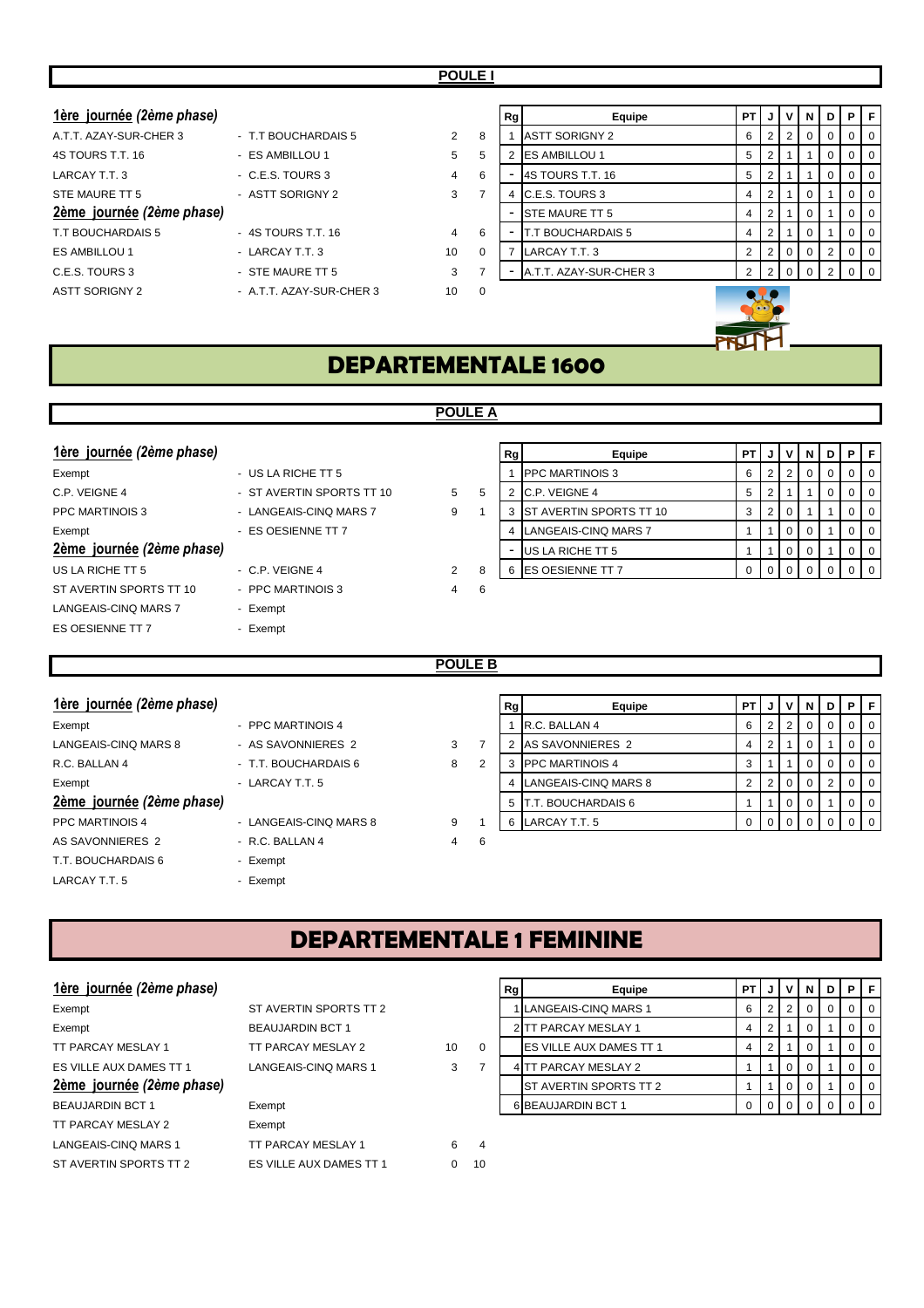## POULE I

**1ère journée (2ème phase)**

| | | | |
|---|---|---|---|
| A.T.T. AZAY-SUR-CHER 3 | - T.T BOUCHARDAIS 5 | 2 | 8 |
| 4S TOURS T.T. 16 | - ES AMBILLOU 1 | 5 | 5 |
| LARCAY T.T. 3 | - C.E.S. TOURS 3 | 4 | 6 |
| STE MAURE TT 5 | - ASTT SORIGNY 2 | 3 | 7 |

**2ème journée (2ème phase)**

| | | | |
|---|---|---|---|
| T.T BOUCHARDAIS 5 | - 4S TOURS T.T. 16 | 4 | 6 |
| ES AMBILLOU 1 | - LARCAY T.T. 3 | 10 | 0 |
| C.E.S. TOURS 3 | - STE MAURE TT 5 | 3 | 7 |
| ASTT SORIGNY 2 | - A.T.T. AZAY-SUR-CHER 3 | 10 | 0 |

| Rg | Equipe | PT | J | V | N | D | P | F |
|---|---|---|---|---|---|---|---|---|
| 1 | ASTT SORIGNY 2 | 6 | 2 | 2 | 0 | 0 | 0 | 0 |
| 2 | ES AMBILLOU 1 | 5 | 2 | 1 | 1 | 0 | 0 | 0 |
| - | 4S TOURS T.T. 16 | 5 | 2 | 1 | 1 | 0 | 0 | 0 |
| 4 | C.E.S. TOURS 3 | 4 | 2 | 1 | 0 | 1 | 0 | 0 |
| - | STE MAURE TT 5 | 4 | 2 | 1 | 0 | 1 | 0 | 0 |
| - | T.T BOUCHARDAIS 5 | 4 | 2 | 1 | 0 | 1 | 0 | 0 |
| 7 | LARCAY T.T. 3 | 2 | 2 | 0 | 0 | 2 | 0 | 0 |
| - | A.T.T. AZAY-SUR-CHER 3 | 2 | 2 | 0 | 0 | 2 | 0 | 0 |

# DEPARTEMENTALE 1600

## POULE A

**1ère journée (2ème phase)**

| | | | |
|---|---|---|---|
| Exempt | - US LA RICHE TT 5 | | |
| C.P. VEIGNE 4 | - ST AVERTIN SPORTS TT 10 | 5 | 5 |
| PPC MARTINOIS 3 | - LANGEAIS-CINQ MARS 7 | 9 | 1 |
| Exempt | - ES OESIENNE TT 7 | | |

**2ème journée (2ème phase)**

| | | | |
|---|---|---|---|
| US LA RICHE TT 5 | - C.P. VEIGNE 4 | 2 | 8 |
| ST AVERTIN SPORTS TT 10 | - PPC MARTINOIS 3 | 4 | 6 |
| LANGEAIS-CINQ MARS 7 | - Exempt | | |
| ES OESIENNE TT 7 | - Exempt | | |

| Rg | Equipe | PT | J | V | N | D | P | F |
|---|---|---|---|---|---|---|---|---|
| 1 | PPC MARTINOIS 3 | 6 | 2 | 2 | 0 | 0 | 0 | 0 |
| 2 | C.P. VEIGNE 4 | 5 | 2 | 1 | 1 | 0 | 0 | 0 |
| 3 | ST AVERTIN SPORTS TT 10 | 3 | 2 | 0 | 1 | 1 | 0 | 0 |
| 4 | LANGEAIS-CINQ MARS 7 | 1 | 1 | 0 | 0 | 1 | 0 | 0 |
| - | US LA RICHE TT 5 | 1 | 1 | 0 | 0 | 1 | 0 | 0 |
| 6 | ES OESIENNE TT 7 | 0 | 0 | 0 | 0 | 0 | 0 | 0 |

## POULE B

**1ère journée (2ème phase)**

| | | | |
|---|---|---|---|
| Exempt | - PPC MARTINOIS 4 | | |
| LANGEAIS-CINQ MARS 8 | - AS SAVONNIERES 2 | 3 | 7 |
| R.C. BALLAN 4 | - T.T. BOUCHARDAIS 6 | 8 | 2 |
| Exempt | - LARCAY T.T. 5 | | |

**2ème journée (2ème phase)**

| | | | |
|---|---|---|---|
| PPC MARTINOIS 4 | - LANGEAIS-CINQ MARS 8 | 9 | 1 |
| AS SAVONNIERES 2 | - R.C. BALLAN 4 | 4 | 6 |
| T.T. BOUCHARDAIS 6 | - Exempt | | |
| LARCAY T.T. 5 | - Exempt | | |

| Rg | Equipe | PT | J | V | N | D | P | F |
|---|---|---|---|---|---|---|---|---|
| 1 | R.C. BALLAN 4 | 6 | 2 | 2 | 0 | 0 | 0 | 0 |
| 2 | AS SAVONNIERES 2 | 4 | 2 | 1 | 0 | 1 | 0 | 0 |
| 3 | PPC MARTINOIS 4 | 3 | 1 | 1 | 0 | 0 | 0 | 0 |
| 4 | LANGEAIS-CINQ MARS 8 | 2 | 2 | 0 | 0 | 2 | 0 | 0 |
| 5 | T.T. BOUCHARDAIS 6 | 1 | 1 | 0 | 0 | 1 | 0 | 0 |
| 6 | LARCAY T.T. 5 | 0 | 0 | 0 | 0 | 0 | 0 | 0 |

# DEPARTEMENTALE 1 FEMININE

**1ère journée (2ème phase)**

| | | | |
|---|---|---|---|
| Exempt | ST AVERTIN SPORTS TT 2 | | |
| Exempt | BEAUJARDIN BCT 1 | | |
| TT PARCAY MESLAY 1 | TT PARCAY MESLAY 2 | 10 | 0 |
| ES VILLE AUX DAMES TT 1 | LANGEAIS-CINQ MARS 1 | 3 | 7 |

**2ème journée (2ème phase)**

| | | | |
|---|---|---|---|
| BEAUJARDIN BCT 1 | Exempt | | |
| TT PARCAY MESLAY 2 | Exempt | | |
| LANGEAIS-CINQ MARS 1 | TT PARCAY MESLAY 1 | 6 | 4 |
| ST AVERTIN SPORTS TT 2 | ES VILLE AUX DAMES TT 1 | 0 | 10 |

| Rg | Equipe | PT | J | V | N | D | P | F |
|---|---|---|---|---|---|---|---|---|
| 1 | LANGEAIS-CINQ MARS 1 | 6 | 2 | 2 | 0 | 0 | 0 | 0 |
| 2 | TT PARCAY MESLAY 1 | 4 | 2 | 1 | 0 | 1 | 0 | 0 |
| | ES VILLE AUX DAMES TT 1 | 4 | 2 | 1 | 0 | 1 | 0 | 0 |
| 4 | TT PARCAY MESLAY 2 | 1 | 1 | 0 | 0 | 1 | 0 | 0 |
| | ST AVERTIN SPORTS TT 2 | 1 | 1 | 0 | 0 | 1 | 0 | 0 |
| 6 | BEAUJARDIN BCT 1 | 0 | 0 | 0 | 0 | 0 | 0 | 0 |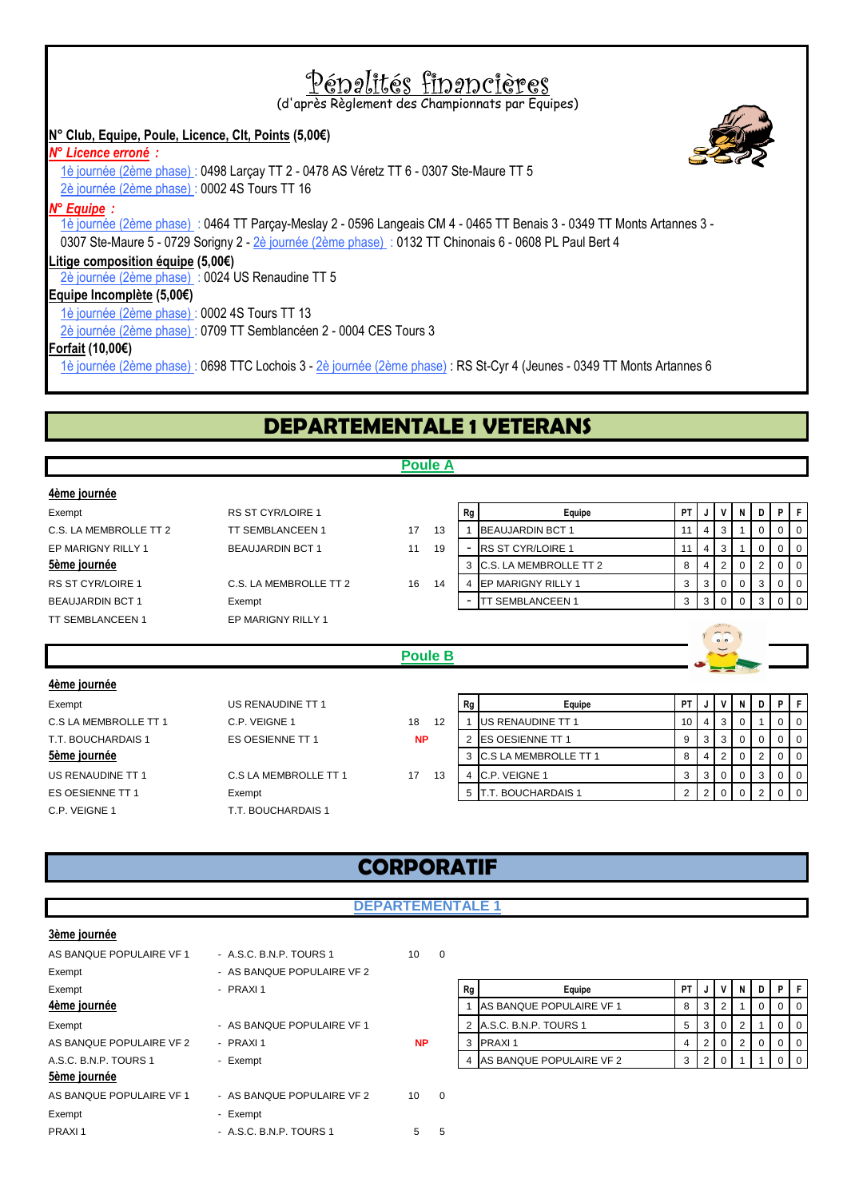# Pénalités financières

(d'après Règlement des Championnats par Equipes)

**N° Club, Equipe, Poule, Licence, Clt, Points (5,00€)**

***N° Licence erroné :***

1è journée (2ème phase) : 0498 Larçay TT 2 - 0478 AS Véretz TT 6 - 0307 Ste-Maure TT 5

2è journée (2ème phase) : 0002 4S Tours TT 16

***N° Equipe :***

1è journée (2ème phase) : 0464 TT Parçay-Meslay 2 - 0596 Langeais CM 4 - 0465 TT Benais 3 - 0349 TT Monts Artannes 3 - 0307 Ste-Maure 2 - 0729 Sorigny 2 - 2è journée (2ème phase) : 0132 TT Chinonais 6 - 0608 PL Paul Bert 4

**Litige composition équipe (5,00€)**

2è journée (2ème phase) : 0024 US Renaudine TT 5

**Equipe Incomplète (5,00€)**

1è journée (2ème phase) : 0002 4S Tours TT 13

2è journée (2ème phase) : 0709 TT Semblancéen 2 - 0004 CES Tours 3

**Forfait (10,00€)**

1è journée (2ème phase) : 0698 TTC Lochois 3 - 2è journée (2ème phase) : RS St-Cyr 4 (Jeunes - 0349 TT Monts Artannes 6

# DEPARTEMENTALE 1 VETERANS

## Poule A

**4ème journée**

| | | | |
|---|---|---|---|
| Exempt | RS ST CYR/LOIRE 1 | | |
| C.S. LA MEMBROLLE TT 2 | TT SEMBLANCEEN 1 | 17 | 13 |
| EP MARIGNY RILLY 1 | BEAUJARDIN BCT 1 | 11 | 19 |

**5ème journée**

| | | | |
|---|---|---|---|
| RS ST CYR/LOIRE 1 | C.S. LA MEMBROLLE TT 2 | 16 | 14 |
| BEAUJARDIN BCT 1 | Exempt | | |
| TT SEMBLANCEEN 1 | EP MARIGNY RILLY 1 | | |

| Rg | Equipe | PT | J | V | N | D | P | F |
|---|---|---|---|---|---|---|---|---|
| 1 | BEAUJARDIN BCT 1 | 11 | 4 | 3 | 1 | 0 | 0 | 0 |
| - | RS ST CYR/LOIRE 1 | 11 | 4 | 3 | 1 | 0 | 0 | 0 |
| 3 | C.S. LA MEMBROLLE TT 2 | 8 | 4 | 2 | 0 | 2 | 0 | 0 |
| 4 | EP MARIGNY RILLY 1 | 3 | 3 | 0 | 0 | 3 | 0 | 0 |
| - | TT SEMBLANCEEN 1 | 3 | 3 | 0 | 0 | 3 | 0 | 0 |

## Poule B

**4ème journée**

| | | | |
|---|---|---|---|
| Exempt | US RENAUDINE TT 1 | | |
| C.S LA MEMBROLLE TT 1 | C.P. VEIGNE 1 | 18 | 12 |
| T.T. BOUCHARDAIS 1 | ES OESIENNE TT 1 | NP | |

**5ème journée**

| | | | |
|---|---|---|---|
| US RENAUDINE TT 1 | C.S LA MEMBROLLE TT 1 | 17 | 13 |
| ES OESIENNE TT 1 | Exempt | | |
| C.P. VEIGNE 1 | T.T. BOUCHARDAIS 1 | | |

| Rg | Equipe | PT | J | V | N | D | P | F |
|---|---|---|---|---|---|---|---|---|
| 1 | US RENAUDINE TT 1 | 10 | 4 | 3 | 0 | 1 | 0 | 0 |
| 2 | ES OESIENNE TT 1 | 9 | 3 | 3 | 0 | 0 | 0 | 0 |
| 3 | C.S LA MEMBROLLE TT 1 | 8 | 4 | 2 | 0 | 2 | 0 | 0 |
| 4 | C.P. VEIGNE 1 | 3 | 3 | 0 | 0 | 3 | 0 | 0 |
| 5 | T.T. BOUCHARDAIS 1 | 2 | 2 | 0 | 0 | 2 | 0 | 0 |

# CORPORATIF

## DEPARTEMENTALE 1

**3ème journée**

| | | | |
|---|---|---|---|
| AS BANQUE POPULAIRE VF 1 | - A.S.C. B.N.P. TOURS 1 | 10 | 0 |
| Exempt | - AS BANQUE POPULAIRE VF 2 | | |
| Exempt | - PRAXI 1 | | |

**4ème journée**

| | | | |
|---|---|---|---|
| Exempt | - AS BANQUE POPULAIRE VF 1 | | |
| AS BANQUE POPULAIRE VF 2 | - PRAXI 1 | NP | |
| A.S.C. B.N.P. TOURS 1 | - Exempt | | |

**5ème journée**

| | | | |
|---|---|---|---|
| AS BANQUE POPULAIRE VF 1 | - AS BANQUE POPULAIRE VF 2 | 10 | 0 |
| Exempt | - Exempt | | |
| PRAXI 1 | - A.S.C. B.N.P. TOURS 1 | 5 | 5 |

| Rg | Equipe | PT | J | V | N | D | P | F |
|---|---|---|---|---|---|---|---|---|
| 1 | AS BANQUE POPULAIRE VF 1 | 8 | 3 | 2 | 1 | 0 | 0 | 0 |
| 2 | A.S.C. B.N.P. TOURS 1 | 5 | 3 | 0 | 2 | 1 | 0 | 0 |
| 3 | PRAXI 1 | 4 | 2 | 0 | 2 | 0 | 0 | 0 |
| 4 | AS BANQUE POPULAIRE VF 2 | 3 | 2 | 0 | 1 | 1 | 0 | 0 |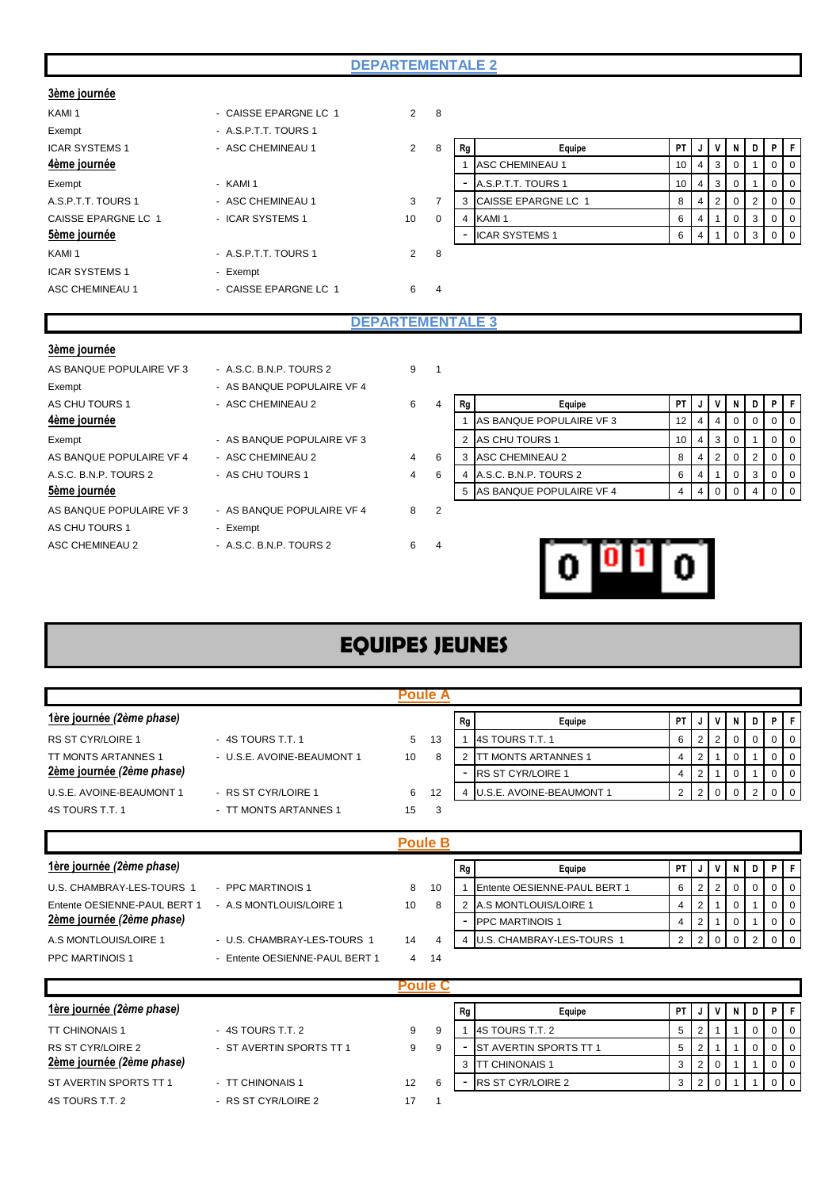## DEPARTEMENTALE 2

**3ème journée**

| | | | |
|---|---|---|---|
| KAMI 1 | - CAISSE EPARGNE LC 1 | 2 | 8 |
| Exempt | - A.S.P.T.T. TOURS 1 | | |
| ICAR SYSTEMS 1 | - ASC CHEMINEAU 1 | 2 | 8 |

**4ème journée**

| | | | |
|---|---|---|---|
| Exempt | - KAMI 1 | | |
| A.S.P.T.T. TOURS 1 | - ASC CHEMINEAU 1 | 3 | 7 |
| CAISSE EPARGNE LC 1 | - ICAR SYSTEMS 1 | 10 | 0 |

**5ème journée**

| | | | |
|---|---|---|---|
| KAMI 1 | - A.S.P.T.T. TOURS 1 | 2 | 8 |
| ICAR SYSTEMS 1 | - Exempt | | |
| ASC CHEMINEAU 1 | - CAISSE EPARGNE LC 1 | 6 | 4 |

| Rg | Equipe | PT | J | V | N | D | P | F |
|---|---|---|---|---|---|---|---|---|
| 1 | ASC CHEMINEAU 1 | 10 | 4 | 3 | 0 | 1 | 0 | 0 |
| - | A.S.P.T.T. TOURS 1 | 10 | 4 | 3 | 0 | 1 | 0 | 0 |
| 3 | CAISSE EPARGNE LC 1 | 8 | 4 | 2 | 0 | 2 | 0 | 0 |
| 4 | KAMI 1 | 6 | 4 | 1 | 0 | 3 | 0 | 0 |
| - | ICAR SYSTEMS 1 | 6 | 4 | 1 | 0 | 3 | 0 | 0 |

## DEPARTEMENTALE 3

**3ème journée**

| | | | |
|---|---|---|---|
| AS BANQUE POPULAIRE VF 3 | - A.S.C. B.N.P. TOURS 2 | 9 | 1 |
| Exempt | - AS BANQUE POPULAIRE VF 4 | | |
| AS CHU TOURS 1 | - ASC CHEMINEAU 2 | 6 | 4 |

**4ème journée**

| | | | |
|---|---|---|---|
| Exempt | - AS BANQUE POPULAIRE VF 3 | | |
| AS BANQUE POPULAIRE VF 4 | - ASC CHEMINEAU 2 | 4 | 6 |
| A.S.C. B.N.P. TOURS 2 | - AS CHU TOURS 1 | 4 | 6 |

**5ème journée**

| | | | |
|---|---|---|---|
| AS BANQUE POPULAIRE VF 3 | - AS BANQUE POPULAIRE VF 4 | 8 | 2 |
| AS CHU TOURS 1 | - Exempt | | |
| ASC CHEMINEAU 2 | - A.S.C. B.N.P. TOURS 2 | 6 | 4 |

| Rg | Equipe | PT | J | V | N | D | P | F |
|---|---|---|---|---|---|---|---|---|
| 1 | AS BANQUE POPULAIRE VF 3 | 12 | 4 | 4 | 0 | 0 | 0 | 0 |
| 2 | AS CHU TOURS 1 | 10 | 4 | 3 | 0 | 1 | 0 | 0 |
| 3 | ASC CHEMINEAU 2 | 8 | 4 | 2 | 0 | 2 | 0 | 0 |
| 4 | A.S.C. B.N.P. TOURS 2 | 6 | 4 | 1 | 0 | 3 | 0 | 0 |
| 5 | AS BANQUE POPULAIRE VF 4 | 4 | 4 | 0 | 0 | 4 | 0 | 0 |

# EQUIPES JEUNES

## Poule A

***1ère journée (2ème phase)***

| | | | |
|---|---|---|---|
| RS ST CYR/LOIRE 1 | - 4S TOURS T.T. 1 | 5 | 13 |
| TT MONTS ARTANNES 1 | - U.S.E. AVOINE-BEAUMONT 1 | 10 | 8 |

***2ème journée (2ème phase)***

| | | | |
|---|---|---|---|
| U.S.E. AVOINE-BEAUMONT 1 | - RS ST CYR/LOIRE 1 | 6 | 12 |
| 4S TOURS T.T. 1 | - TT MONTS ARTANNES 1 | 15 | 3 |

| Rg | Equipe | PT | J | V | N | D | P | F |
|---|---|---|---|---|---|---|---|---|
| 1 | 4S TOURS T.T. 1 | 6 | 2 | 2 | 0 | 0 | 0 | 0 |
| 2 | TT MONTS ARTANNES 1 | 4 | 2 | 1 | 0 | 1 | 0 | 0 |
| - | RS ST CYR/LOIRE 1 | 4 | 2 | 1 | 0 | 1 | 0 | 0 |
| 4 | U.S.E. AVOINE-BEAUMONT 1 | 2 | 2 | 0 | 0 | 2 | 0 | 0 |

## Poule B

***1ère journée (2ème phase)***

| | | | |
|---|---|---|---|
| U.S. CHAMBRAY-LES-TOURS 1 | - PPC MARTINOIS 1 | 8 | 10 |
| Entente OESIENNE-PAUL BERT 1 | - A.S MONTLOUIS/LOIRE 1 | 10 | 8 |

***2ème journée (2ème phase)***

| | | | |
|---|---|---|---|
| A.S MONTLOUIS/LOIRE 1 | - U.S. CHAMBRAY-LES-TOURS 1 | 14 | 4 |
| PPC MARTINOIS 1 | - Entente OESIENNE-PAUL BERT 1 | 4 | 14 |

| Rg | Equipe | PT | J | V | N | D | P | F |
|---|---|---|---|---|---|---|---|---|
| 1 | Entente OESIENNE-PAUL BERT 1 | 6 | 2 | 2 | 0 | 0 | 0 | 0 |
| 2 | A.S MONTLOUIS/LOIRE 1 | 4 | 2 | 1 | 0 | 1 | 0 | 0 |
| - | PPC MARTINOIS 1 | 4 | 2 | 1 | 0 | 1 | 0 | 0 |
| 4 | U.S. CHAMBRAY-LES-TOURS 1 | 2 | 2 | 0 | 0 | 2 | 0 | 0 |

## Poule C

***1ère journée (2ème phase)***

| | | | |
|---|---|---|---|
| TT CHINONAIS 1 | - 4S TOURS T.T. 2 | 9 | 9 |
| RS ST CYR/LOIRE 2 | - ST AVERTIN SPORTS TT 1 | 9 | 9 |

***2ème journée (2ème phase)***

| | | | |
|---|---|---|---|
| ST AVERTIN SPORTS TT 1 | - TT CHINONAIS 1 | 12 | 6 |
| 4S TOURS T.T. 2 | - RS ST CYR/LOIRE 2 | 17 | 1 |

| Rg | Equipe | PT | J | V | N | D | P | F |
|---|---|---|---|---|---|---|---|---|
| 1 | 4S TOURS T.T. 2 | 5 | 2 | 1 | 1 | 0 | 0 | 0 |
| - | ST AVERTIN SPORTS TT 1 | 5 | 2 | 1 | 1 | 0 | 0 | 0 |
| 3 | TT CHINONAIS 1 | 3 | 2 | 0 | 1 | 1 | 0 | 0 |
| - | RS ST CYR/LOIRE 2 | 3 | 2 | 0 | 1 | 1 | 0 | 0 |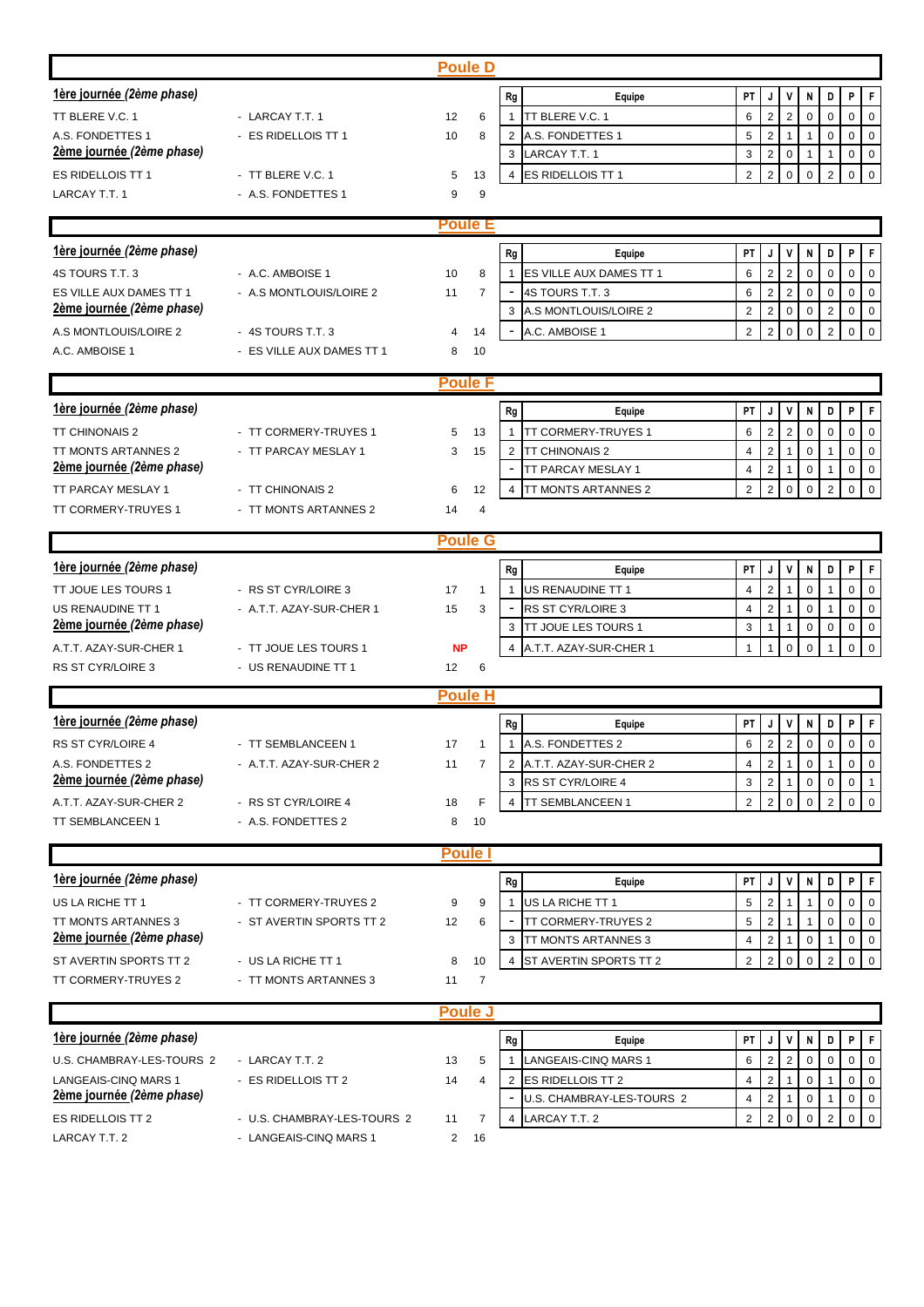## Poule D

**1ère journée (2ème phase)**

| | | | |
|---|---|---|---|
| TT BLERE V.C. 1 | - LARCAY T.T. 1 | 12 | 6 |
| A.S. FONDETTES 1 | - ES RIDELLOIS TT 1 | 10 | 8 |

**2ème journée (2ème phase)**

| | | | |
|---|---|---|---|
| ES RIDELLOIS TT 1 | - TT BLERE V.C. 1 | 5 | 13 |
| LARCAY T.T. 1 | - A.S. FONDETTES 1 | 9 | 9 |

| Rg | Equipe | PT | J | V | N | D | P | F |
|---|---|---|---|---|---|---|---|---|
| 1 | TT BLERE V.C. 1 | 6 | 2 | 2 | 0 | 0 | 0 | 0 |
| 2 | A.S. FONDETTES 1 | 5 | 2 | 1 | 1 | 0 | 0 | 0 |
| 3 | LARCAY T.T. 1 | 3 | 2 | 0 | 1 | 1 | 0 | 0 |
| 4 | ES RIDELLOIS TT 1 | 2 | 2 | 0 | 0 | 2 | 0 | 0 |

## Poule E

**1ère journée (2ème phase)**

| | | | |
|---|---|---|---|
| 4S TOURS T.T. 3 | - A.C. AMBOISE 1 | 10 | 8 |
| ES VILLE AUX DAMES TT 1 | - A.S MONTLOUIS/LOIRE 2 | 11 | 7 |

**2ème journée (2ème phase)**

| | | | |
|---|---|---|---|
| A.S MONTLOUIS/LOIRE 2 | - 4S TOURS T.T. 3 | 4 | 14 |
| A.C. AMBOISE 1 | - ES VILLE AUX DAMES TT 1 | 8 | 10 |

| Rg | Equipe | PT | J | V | N | D | P | F |
|---|---|---|---|---|---|---|---|---|
| 1 | ES VILLE AUX DAMES TT 1 | 6 | 2 | 2 | 0 | 0 | 0 | 0 |
| - | 4S TOURS T.T. 3 | 6 | 2 | 2 | 0 | 0 | 0 | 0 |
| 3 | A.S MONTLOUIS/LOIRE 2 | 2 | 2 | 0 | 0 | 2 | 0 | 0 |
| - | A.C. AMBOISE 1 | 2 | 2 | 0 | 0 | 2 | 0 | 0 |

## Poule F

**1ère journée (2ème phase)**

| | | | |
|---|---|---|---|
| TT CHINONAIS 2 | - TT CORMERY-TRUYES 1 | 5 | 13 |
| TT MONTS ARTANNES 2 | - TT PARCAY MESLAY 1 | 3 | 15 |

**2ème journée (2ème phase)**

| | | | |
|---|---|---|---|
| TT PARCAY MESLAY 1 | - TT CHINONAIS 2 | 6 | 12 |
| TT CORMERY-TRUYES 1 | - TT MONTS ARTANNES 2 | 14 | 4 |

| Rg | Equipe | PT | J | V | N | D | P | F |
|---|---|---|---|---|---|---|---|---|
| 1 | TT CORMERY-TRUYES 1 | 6 | 2 | 2 | 0 | 0 | 0 | 0 |
| 2 | TT CHINONAIS 2 | 4 | 2 | 1 | 0 | 1 | 0 | 0 |
| - | TT PARCAY MESLAY 1 | 4 | 2 | 1 | 0 | 1 | 0 | 0 |
| 4 | TT MONTS ARTANNES 2 | 2 | 2 | 0 | 0 | 2 | 0 | 0 |

## Poule G

**1ère journée (2ème phase)**

| | | | |
|---|---|---|---|
| TT JOUE LES TOURS 1 | - RS ST CYR/LOIRE 3 | 17 | 1 |
| US RENAUDINE TT 1 | - A.T.T. AZAY-SUR-CHER 1 | 15 | 3 |

**2ème journée (2ème phase)**

| | | | |
|---|---|---|---|
| A.T.T. AZAY-SUR-CHER 1 | - TT JOUE LES TOURS 1 | NP | |
| RS ST CYR/LOIRE 3 | - US RENAUDINE TT 1 | 12 | 6 |

| Rg | Equipe | PT | J | V | N | D | P | F |
|---|---|---|---|---|---|---|---|---|
| 1 | US RENAUDINE TT 1 | 4 | 2 | 1 | 0 | 1 | 0 | 0 |
| - | RS ST CYR/LOIRE 3 | 4 | 2 | 1 | 0 | 1 | 0 | 0 |
| 3 | TT JOUE LES TOURS 1 | 3 | 1 | 1 | 0 | 0 | 0 | 0 |
| 4 | A.T.T. AZAY-SUR-CHER 1 | 1 | 1 | 0 | 0 | 1 | 0 | 0 |

## Poule H

**1ère journée (2ème phase)**

| | | | |
|---|---|---|---|
| RS ST CYR/LOIRE 4 | - TT SEMBLANCEEN 1 | 17 | 1 |
| A.S. FONDETTES 2 | - A.T.T. AZAY-SUR-CHER 2 | 11 | 7 |

**2ème journée (2ème phase)**

| | | | |
|---|---|---|---|
| A.T.T. AZAY-SUR-CHER 2 | - RS ST CYR/LOIRE 4 | 18 | F |
| TT SEMBLANCEEN 1 | - A.S. FONDETTES 2 | 8 | 10 |

| Rg | Equipe | PT | J | V | N | D | P | F |
|---|---|---|---|---|---|---|---|---|
| 1 | A.S. FONDETTES 2 | 6 | 2 | 2 | 0 | 0 | 0 | 0 |
| 2 | A.T.T. AZAY-SUR-CHER 2 | 4 | 2 | 1 | 0 | 1 | 0 | 0 |
| 3 | RS ST CYR/LOIRE 4 | 3 | 2 | 1 | 0 | 0 | 0 | 1 |
| 4 | TT SEMBLANCEEN 1 | 2 | 2 | 0 | 0 | 2 | 0 | 0 |

## Poule I

**1ère journée (2ème phase)**

| | | | |
|---|---|---|---|
| US LA RICHE TT 1 | - TT CORMERY-TRUYES 2 | 9 | 9 |
| TT MONTS ARTANNES 3 | - ST AVERTIN SPORTS TT 2 | 12 | 6 |

**2ème journée (2ème phase)**

| | | | |
|---|---|---|---|
| ST AVERTIN SPORTS TT 2 | - US LA RICHE TT 1 | 8 | 10 |
| TT CORMERY-TRUYES 2 | - TT MONTS ARTANNES 3 | 11 | 7 |

| Rg | Equipe | PT | J | V | N | D | P | F |
|---|---|---|---|---|---|---|---|---|
| 1 | US LA RICHE TT 1 | 5 | 2 | 1 | 1 | 0 | 0 | 0 |
| - | TT CORMERY-TRUYES 2 | 5 | 2 | 1 | 1 | 0 | 0 | 0 |
| 3 | TT MONTS ARTANNES 3 | 4 | 2 | 1 | 0 | 1 | 0 | 0 |
| 4 | ST AVERTIN SPORTS TT 2 | 2 | 2 | 0 | 0 | 2 | 0 | 0 |

## Poule J

**1ère journée (2ème phase)**

| | | | |
|---|---|---|---|
| U.S. CHAMBRAY-LES-TOURS 2 | - LARCAY T.T. 2 | 13 | 5 |
| LANGEAIS-CINQ MARS 1 | - ES RIDELLOIS TT 2 | 14 | 4 |

**2ème journée (2ème phase)**

| | | | |
|---|---|---|---|
| ES RIDELLOIS TT 2 | - U.S. CHAMBRAY-LES-TOURS 2 | 11 | 7 |
| LARCAY T.T. 2 | - LANGEAIS-CINQ MARS 1 | 2 | 16 |

| Rg | Equipe | PT | J | V | N | D | P | F |
|---|---|---|---|---|---|---|---|---|
| 1 | LANGEAIS-CINQ MARS 1 | 6 | 2 | 2 | 0 | 0 | 0 | 0 |
| 2 | ES RIDELLOIS TT 2 | 4 | 2 | 1 | 0 | 1 | 0 | 0 |
| - | U.S. CHAMBRAY-LES-TOURS 2 | 4 | 2 | 1 | 0 | 1 | 0 | 0 |
| 4 | LARCAY T.T. 2 | 2 | 2 | 0 | 0 | 2 | 0 | 0 |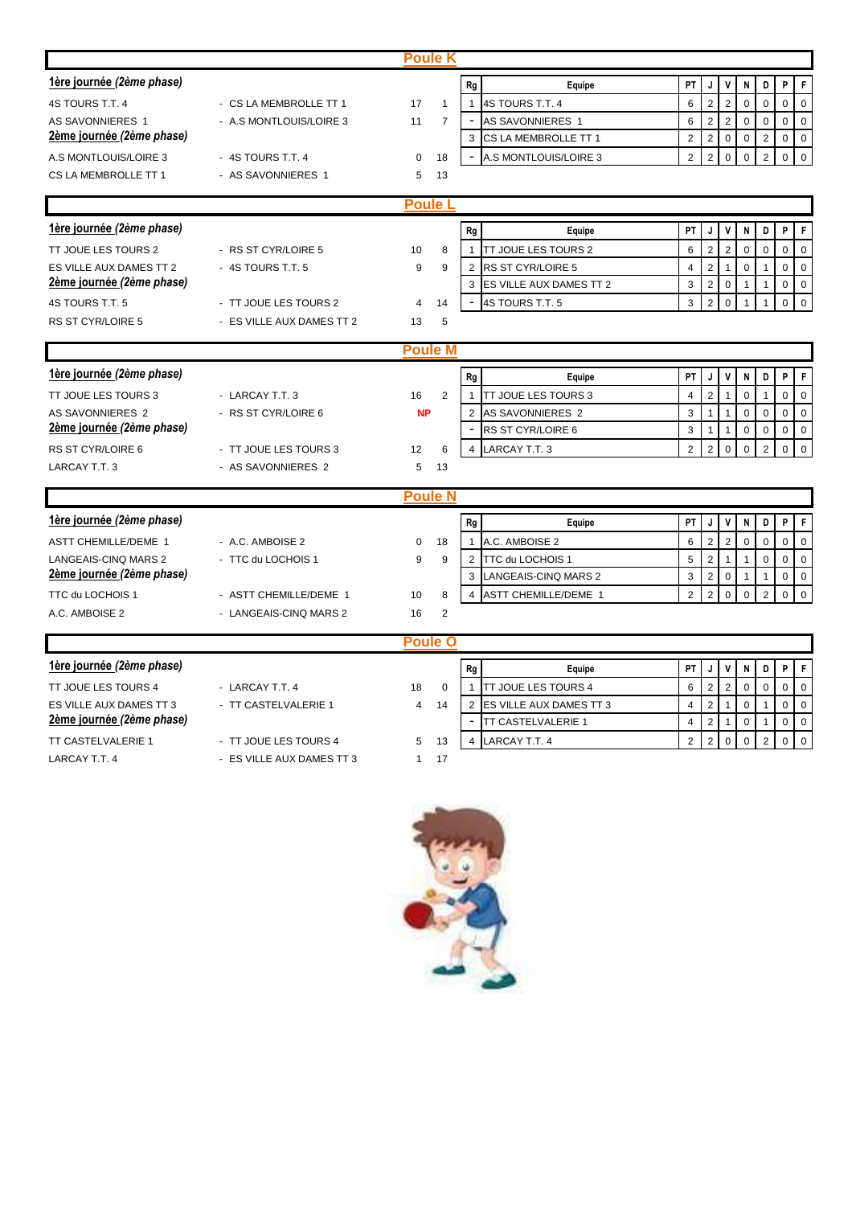## Poule K

**1ère journée (2ème phase)**

| | | | |
|---|---|---|---|
| 4S TOURS T.T. 4 | - CS LA MEMBROLLE TT 1 | 17 | 1 |
| AS SAVONNIERES 1 | - A.S MONTLOUIS/LOIRE 3 | 11 | 7 |

**2ème journée (2ème phase)**

| | | | |
|---|---|---|---|
| A.S MONTLOUIS/LOIRE 3 | - 4S TOURS T.T. 4 | 0 | 18 |
| CS LA MEMBROLLE TT 1 | - AS SAVONNIERES 1 | 5 | 13 |

| Rg | Equipe | PT | J | V | N | D | P | F |
|---|---|---|---|---|---|---|---|---|
| 1 | 4S TOURS T.T. 4 | 6 | 2 | 2 | 0 | 0 | 0 | 0 |
| - | AS SAVONNIERES 1 | 6 | 2 | 2 | 0 | 0 | 0 | 0 |
| 3 | CS LA MEMBROLLE TT 1 | 2 | 2 | 0 | 0 | 2 | 0 | 0 |
| - | A.S MONTLOUIS/LOIRE 3 | 2 | 2 | 0 | 0 | 2 | 0 | 0 |

## Poule L

**1ère journée (2ème phase)**

| | | | |
|---|---|---|---|
| TT JOUE LES TOURS 2 | - RS ST CYR/LOIRE 5 | 10 | 8 |
| ES VILLE AUX DAMES TT 2 | - 4S TOURS T.T. 5 | 9 | 9 |

**2ème journée (2ème phase)**

| | | | |
|---|---|---|---|
| 4S TOURS T.T. 5 | - TT JOUE LES TOURS 2 | 4 | 14 |
| RS ST CYR/LOIRE 5 | - ES VILLE AUX DAMES TT 2 | 13 | 5 |

| Rg | Equipe | PT | J | V | N | D | P | F |
|---|---|---|---|---|---|---|---|---|
| 1 | TT JOUE LES TOURS 2 | 6 | 2 | 2 | 0 | 0 | 0 | 0 |
| 2 | RS ST CYR/LOIRE 5 | 4 | 2 | 1 | 0 | 1 | 0 | 0 |
| 3 | ES VILLE AUX DAMES TT 2 | 3 | 2 | 0 | 1 | 1 | 0 | 0 |
| - | 4S TOURS T.T. 5 | 3 | 2 | 0 | 1 | 1 | 0 | 0 |

## Poule M

**1ère journée (2ème phase)**

| | | | |
|---|---|---|---|
| TT JOUE LES TOURS 3 | - LARCAY T.T. 3 | 16 | 2 |
| AS SAVONNIERES 2 | - RS ST CYR/LOIRE 6 | NP | |

**2ème journée (2ème phase)**

| | | | |
|---|---|---|---|
| RS ST CYR/LOIRE 6 | - TT JOUE LES TOURS 3 | 12 | 6 |
| LARCAY T.T. 3 | - AS SAVONNIERES 2 | 5 | 13 |

| Rg | Equipe | PT | J | V | N | D | P | F |
|---|---|---|---|---|---|---|---|---|
| 1 | TT JOUE LES TOURS 3 | 4 | 2 | 1 | 0 | 1 | 0 | 0 |
| 2 | AS SAVONNIERES 2 | 3 | 1 | 1 | 0 | 0 | 0 | 0 |
| - | RS ST CYR/LOIRE 6 | 3 | 1 | 1 | 0 | 0 | 0 | 0 |
| 4 | LARCAY T.T. 3 | 2 | 2 | 0 | 0 | 2 | 0 | 0 |

## Poule N

**1ère journée (2ème phase)**

| | | | |
|---|---|---|---|
| ASTT CHEMILLE/DEME 1 | - A.C. AMBOISE 2 | 0 | 18 |
| LANGEAIS-CINQ MARS 2 | - TTC du LOCHOIS 1 | 9 | 9 |

**2ème journée (2ème phase)**

| | | | |
|---|---|---|---|
| TTC du LOCHOIS 1 | - ASTT CHEMILLE/DEME 1 | 10 | 8 |
| A.C. AMBOISE 2 | - LANGEAIS-CINQ MARS 2 | 16 | 2 |

| Rg | Equipe | PT | J | V | N | D | P | F |
|---|---|---|---|---|---|---|---|---|
| 1 | A.C. AMBOISE 2 | 6 | 2 | 2 | 0 | 0 | 0 | 0 |
| 2 | TTC du LOCHOIS 1 | 5 | 2 | 1 | 1 | 0 | 0 | 0 |
| 3 | LANGEAIS-CINQ MARS 2 | 3 | 2 | 0 | 1 | 1 | 0 | 0 |
| 4 | ASTT CHEMILLE/DEME 1 | 2 | 2 | 0 | 0 | 2 | 0 | 0 |

## Poule O

**1ère journée (2ème phase)**

| | | | |
|---|---|---|---|
| TT JOUE LES TOURS 4 | - LARCAY T.T. 4 | 18 | 0 |
| ES VILLE AUX DAMES TT 3 | - TT CASTELVALERIE 1 | 4 | 14 |

**2ème journée (2ème phase)**

| | | | |
|---|---|---|---|
| TT CASTELVALERIE 1 | - TT JOUE LES TOURS 4 | 5 | 13 |
| LARCAY T.T. 4 | - ES VILLE AUX DAMES TT 3 | 1 | 17 |

| Rg | Equipe | PT | J | V | N | D | P | F |
|---|---|---|---|---|---|---|---|---|
| 1 | TT JOUE LES TOURS 4 | 6 | 2 | 2 | 0 | 0 | 0 | 0 |
| 2 | ES VILLE AUX DAMES TT 3 | 4 | 2 | 1 | 0 | 1 | 0 | 0 |
| - | TT CASTELVALERIE 1 | 4 | 2 | 1 | 0 | 1 | 0 | 0 |
| 4 | LARCAY T.T. 4 | 2 | 2 | 0 | 0 | 2 | 0 | 0 |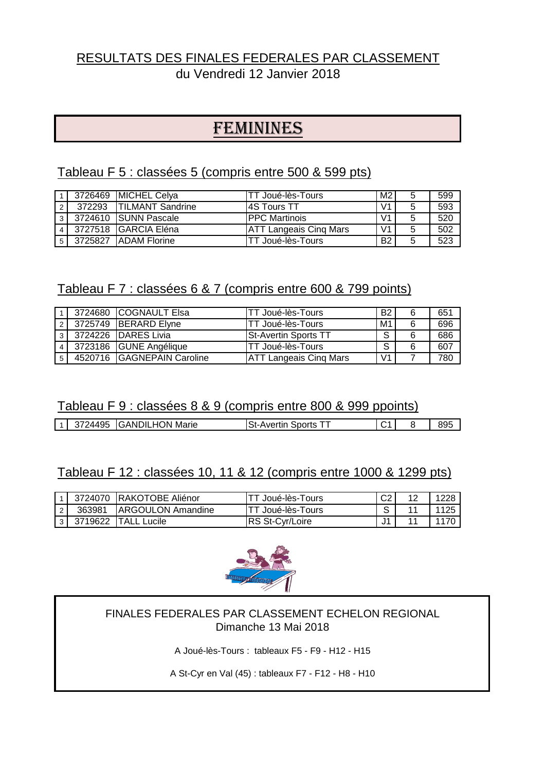## RESULTATS DES FINALES FEDERALES PAR CLASSEMENT

du Vendredi 12 Janvier 2018

# FEMININES

### Tableau F 5 : classées 5 (compris entre 500 & 599 pts)

| | | | | | | |
|---|---|---|---|---|---|---|
| 1 | 3726469 | MICHEL Celya | TT Joué-lès-Tours | M2 | 5 | 599 |
| 2 | 372293 | TILMANT Sandrine | 4S Tours TT | V1 | 5 | 593 |
| 3 | 3724610 | SUNN Pascale | PPC Martinois | V1 | 5 | 520 |
| 4 | 3727518 | GARCIA Eléna | ATT Langeais Cinq Mars | V1 | 5 | 502 |
| 5 | 3725827 | ADAM Florine | TT Joué-lès-Tours | B2 | 5 | 523 |

### Tableau F 7 : classées 6 & 7 (compris entre 600 & 799 points)

| | | | | | | |
|---|---|---|---|---|---|---|
| 1 | 3724680 | COGNAULT Elsa | TT Joué-lès-Tours | B2 | 6 | 651 |
| 2 | 3725749 | BERARD Elyne | TT Joué-lès-Tours | M1 | 6 | 696 |
| 3 | 3724226 | DARES Livia | St-Avertin Sports TT | S | 6 | 686 |
| 4 | 3723186 | GUNE Angélique | TT Joué-lès-Tours | S | 6 | 607 |
| 5 | 4520716 | GAGNEPAIN Caroline | ATT Langeais Cinq Mars | V1 | 7 | 780 |

### Tableau F 9 : classées 8 & 9 (compris entre 800 & 999 ppoints)

| | | | | | | |
|---|---|---|---|---|---|---|
| 1 | 3724495 | GANDILHON Marie | St-Avertin Sports TT | C1 | 8 | 895 |

### Tableau F 12 : classées 10, 11 & 12 (compris entre 1000 & 1299 pts)

| | | | | | | |
|---|---|---|---|---|---|---|
| 1 | 3724070 | RAKOTOBE Aliénor | TT Joué-lès-Tours | C2 | 12 | 1228 |
| 2 | 363981 | ARGOULON Amandine | TT Joué-lès-Tours | S | 11 | 1125 |
| 3 | 3719622 | TALL Lucile | RS St-Cyr/Loire | J1 | 11 | 1170 |

FINALES FEDERALES PAR CLASSEMENT ECHELON REGIONAL
Dimanche 13 Mai 2018

A Joué-lès-Tours : tableaux F5 - F9 - H12 - H15

A St-Cyr en Val (45) : tableaux F7 - F12 - H8 - H10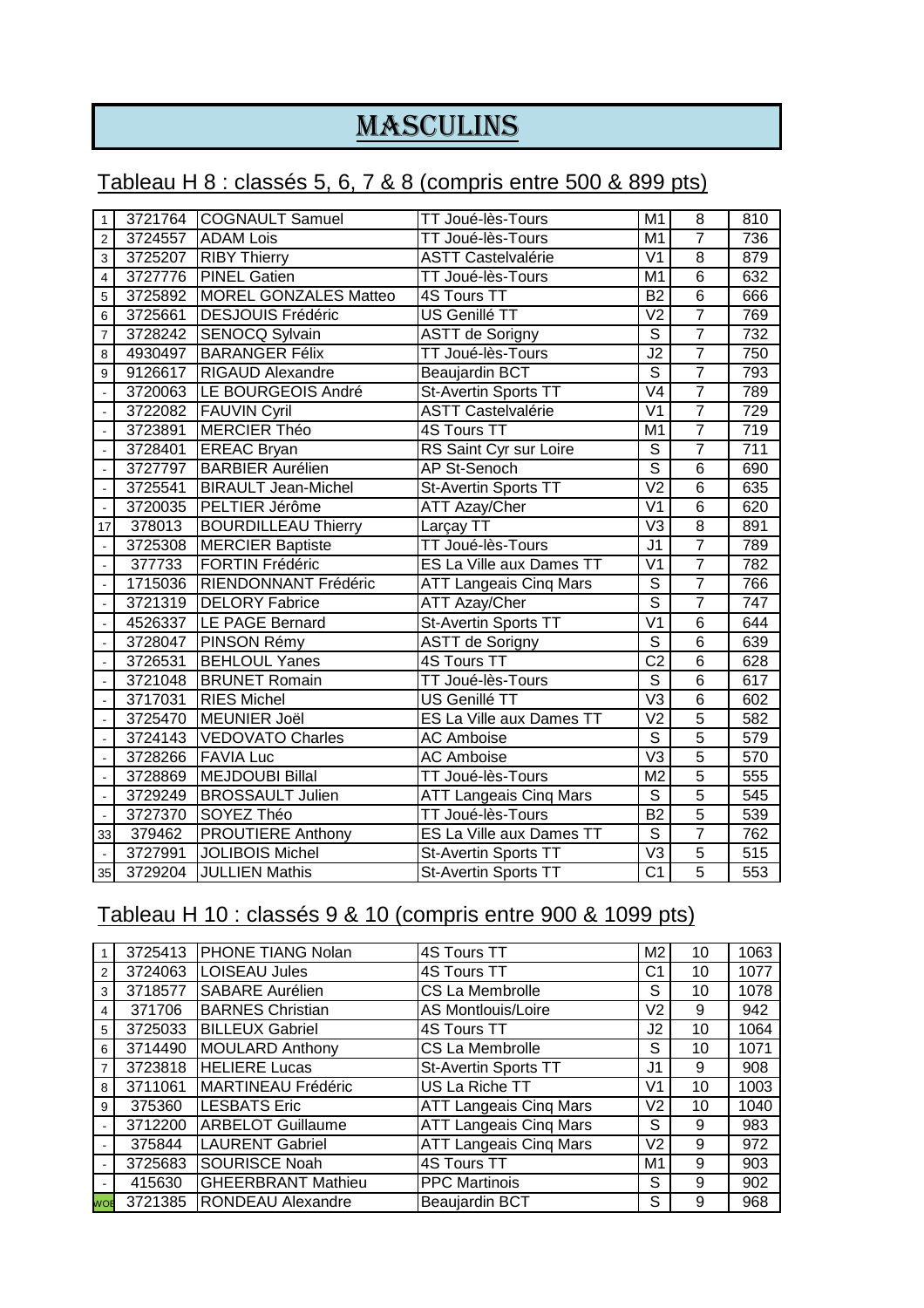# MASCULINS

## Tableau H 8 : classés 5, 6, 7 & 8 (compris entre 500 & 899 pts)

| | | | | | | |
|---|---|---|---|---|---|---|
| 1 | 3721764 | COGNAULT Samuel | TT Joué-lès-Tours | M1 | 8 | 810 |
| 2 | 3724557 | ADAM Lois | TT Joué-lès-Tours | M1 | 7 | 736 |
| 3 | 3725207 | RIBY Thierry | ASTT Castelvalérie | V1 | 8 | 879 |
| 4 | 3727776 | PINEL Gatien | TT Joué-lès-Tours | M1 | 6 | 632 |
| 5 | 3725892 | MOREL GONZALES Matteo | 4S Tours TT | B2 | 6 | 666 |
| 6 | 3725661 | DESJOUIS Frédéric | US Genillé TT | V2 | 7 | 769 |
| 7 | 3728242 | SENOCQ Sylvain | ASTT de Sorigny | S | 7 | 732 |
| 8 | 4930497 | BARANGER Félix | TT Joué-lès-Tours | J2 | 7 | 750 |
| 9 | 9126617 | RIGAUD Alexandre | Beaujardin BCT | S | 7 | 793 |
| - | 3720063 | LE BOURGEOIS André | St-Avertin Sports TT | V4 | 7 | 789 |
| - | 3722082 | FAUVIN Cyril | ASTT Castelvalérie | V1 | 7 | 729 |
| - | 3723891 | MERCIER Théo | 4S Tours TT | M1 | 7 | 719 |
| - | 3728401 | EREAC Bryan | RS Saint Cyr sur Loire | S | 7 | 711 |
| - | 3727797 | BARBIER Aurélien | AP St-Senoch | S | 6 | 690 |
| - | 3725541 | BIRAULT Jean-Michel | St-Avertin Sports TT | V2 | 6 | 635 |
| - | 3720035 | PELTIER Jérôme | ATT Azay/Cher | V1 | 6 | 620 |
| 17 | 378013 | BOURDILLEAU Thierry | Larçay TT | V3 | 8 | 891 |
| - | 3725308 | MERCIER Baptiste | TT Joué-lès-Tours | J1 | 7 | 789 |
| - | 377733 | FORTIN Frédéric | ES La Ville aux Dames TT | V1 | 7 | 782 |
| - | 1715036 | RIENDONNANT Frédéric | ATT Langeais Cinq Mars | S | 7 | 766 |
| - | 3721319 | DELORY Fabrice | ATT Azay/Cher | S | 7 | 747 |
| - | 4526337 | LE PAGE Bernard | St-Avertin Sports TT | V1 | 6 | 644 |
| - | 3728047 | PINSON Rémy | ASTT de Sorigny | S | 6 | 639 |
| - | 3726531 | BEHLOUL Yanes | 4S Tours TT | C2 | 6 | 628 |
| - | 3721048 | BRUNET Romain | TT Joué-lès-Tours | S | 6 | 617 |
| - | 3717031 | RIES Michel | US Genillé TT | V3 | 6 | 602 |
| - | 3725470 | MEUNIER Joël | ES La Ville aux Dames TT | V2 | 5 | 582 |
| - | 3724143 | VEDOVATO Charles | AC Amboise | S | 5 | 579 |
| - | 3728266 | FAVIA Luc | AC Amboise | V3 | 5 | 570 |
| - | 3728869 | MEJDOUBI Billal | TT Joué-lès-Tours | M2 | 5 | 555 |
| - | 3729249 | BROSSAULT Julien | ATT Langeais Cinq Mars | S | 5 | 545 |
| - | 3727370 | SOYEZ Théo | TT Joué-lès-Tours | B2 | 5 | 539 |
| 33 | 379462 | PROUTIERE Anthony | ES La Ville aux Dames TT | S | 7 | 762 |
| - | 3727991 | JOLIBOIS Michel | St-Avertin Sports TT | V3 | 5 | 515 |
| 35 | 3729204 | JULLIEN Mathis | St-Avertin Sports TT | C1 | 5 | 553 |

## Tableau H 10 : classés 9 & 10 (compris entre 900 & 1099 pts)

| | | | | | | |
|---|---|---|---|---|---|---|
| 1 | 3725413 | PHONE TIANG Nolan | 4S Tours TT | M2 | 10 | 1063 |
| 2 | 3724063 | LOISEAU Jules | 4S Tours TT | C1 | 10 | 1077 |
| 3 | 3718577 | SABARE Aurélien | CS La Membrolle | S | 10 | 1078 |
| 4 | 371706 | BARNES Christian | AS Montlouis/Loire | V2 | 9 | 942 |
| 5 | 3725033 | BILLEUX Gabriel | 4S Tours TT | J2 | 10 | 1064 |
| 6 | 3714490 | MOULARD Anthony | CS La Membrolle | S | 10 | 1071 |
| 7 | 3723818 | HELIERE Lucas | St-Avertin Sports TT | J1 | 9 | 908 |
| 8 | 3711061 | MARTINEAU Frédéric | US La Riche TT | V1 | 10 | 1003 |
| 9 | 375360 | LESBATS Eric | ATT Langeais Cinq Mars | V2 | 10 | 1040 |
| - | 3712200 | ARBELOT Guillaume | ATT Langeais Cinq Mars | S | 9 | 983 |
| - | 375844 | LAURENT Gabriel | ATT Langeais Cinq Mars | V2 | 9 | 972 |
| - | 3725683 | SOURISCE Noah | 4S Tours TT | M1 | 9 | 903 |
| - | 415630 | GHEERBRANT Mathieu | PPC Martinois | S | 9 | 902 |
| WOE | 3721385 | RONDEAU Alexandre | Beaujardin BCT | S | 9 | 968 |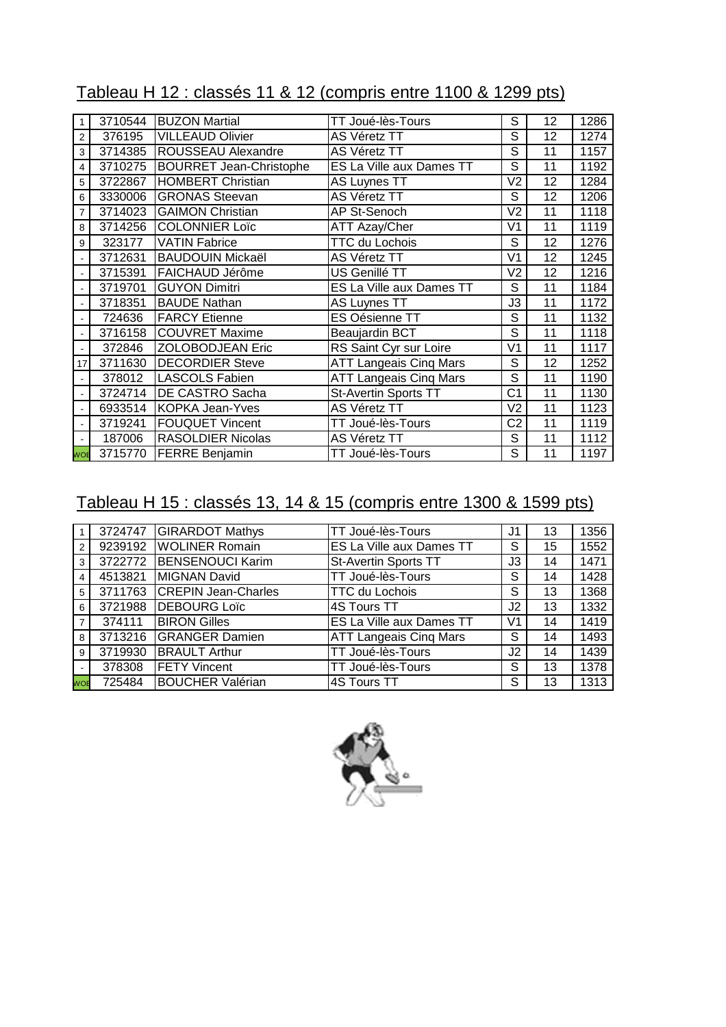## Tableau H 12 : classés 11 & 12 (compris entre 1100 & 1299 pts)

| | | | | | | |
|---|---|---|---|---|---|---|
| 1 | 3710544 | BUZON Martial | TT Joué-lès-Tours | S | 12 | 1286 |
| 2 | 376195 | VILLEAUD Olivier | AS Véretz TT | S | 12 | 1274 |
| 3 | 3714385 | ROUSSEAU Alexandre | AS Véretz TT | S | 11 | 1157 |
| 4 | 3710275 | BOURRET Jean-Christophe | ES La Ville aux Dames TT | S | 11 | 1192 |
| 5 | 3722867 | HOMBERT Christian | AS Luynes TT | V2 | 12 | 1284 |
| 6 | 3330006 | GRONAS Steevan | AS Véretz TT | S | 12 | 1206 |
| 7 | 3714023 | GAIMON Christian | AP St-Senoch | V2 | 11 | 1118 |
| 8 | 3714256 | COLONNIER Loïc | ATT Azay/Cher | V1 | 11 | 1119 |
| 9 | 323177 | VATIN Fabrice | TTC du Lochois | S | 12 | 1276 |
| - | 3712631 | BAUDOUIN Mickaël | AS Véretz TT | V1 | 12 | 1245 |
| - | 3715391 | FAICHAUD Jérôme | US Genillé TT | V2 | 12 | 1216 |
| - | 3719701 | GUYON Dimitri | ES La Ville aux Dames TT | S | 11 | 1184 |
| - | 3718351 | BAUDE Nathan | AS Luynes TT | J3 | 11 | 1172 |
| - | 724636 | FARCY Etienne | ES Oésienne TT | S | 11 | 1132 |
| - | 3716158 | COUVRET Maxime | Beaujardin BCT | S | 11 | 1118 |
| - | 372846 | ZOLOBODJEAN Eric | RS Saint Cyr sur Loire | V1 | 11 | 1117 |
| 17 | 3711630 | DECORDIER Steve | ATT Langeais Cinq Mars | S | 12 | 1252 |
| - | 378012 | LASCOLS Fabien | ATT Langeais Cinq Mars | S | 11 | 1190 |
| - | 3724714 | DE CASTRO Sacha | St-Avertin Sports TT | C1 | 11 | 1130 |
| - | 6933514 | KOPKA Jean-Yves | AS Véretz TT | V2 | 11 | 1123 |
| - | 3719241 | FOUQUET Vincent | TT Joué-lès-Tours | C2 | 11 | 1119 |
| - | 187006 | RASOLDIER Nicolas | AS Véretz TT | S | 11 | 1112 |
| WOE | 3715770 | FERRE Benjamin | TT Joué-lès-Tours | S | 11 | 1197 |

## Tableau H 15 : classés 13, 14 & 15 (compris entre 1300 & 1599 pts)

| | | | | | | |
|---|---|---|---|---|---|---|
| 1 | 3724747 | GIRARDOT Mathys | TT Joué-lès-Tours | J1 | 13 | 1356 |
| 2 | 9239192 | WOLINER Romain | ES La Ville aux Dames TT | S | 15 | 1552 |
| 3 | 3722772 | BENSENOUCI Karim | St-Avertin Sports TT | J3 | 14 | 1471 |
| 4 | 4513821 | MIGNAN David | TT Joué-lès-Tours | S | 14 | 1428 |
| 5 | 3711763 | CREPIN Jean-Charles | TTC du Lochois | S | 13 | 1368 |
| 6 | 3721988 | DEBOURG Loïc | 4S Tours TT | J2 | 13 | 1332 |
| 7 | 374111 | BIRON Gilles | ES La Ville aux Dames TT | V1 | 14 | 1419 |
| 8 | 3713216 | GRANGER Damien | ATT Langeais Cinq Mars | S | 14 | 1493 |
| 9 | 3719930 | BRAULT Arthur | TT Joué-lès-Tours | J2 | 14 | 1439 |
| - | 378308 | FETY Vincent | TT Joué-lès-Tours | S | 13 | 1378 |
| WOE | 725484 | BOUCHER Valérian | 4S Tours TT | S | 13 | 1313 |